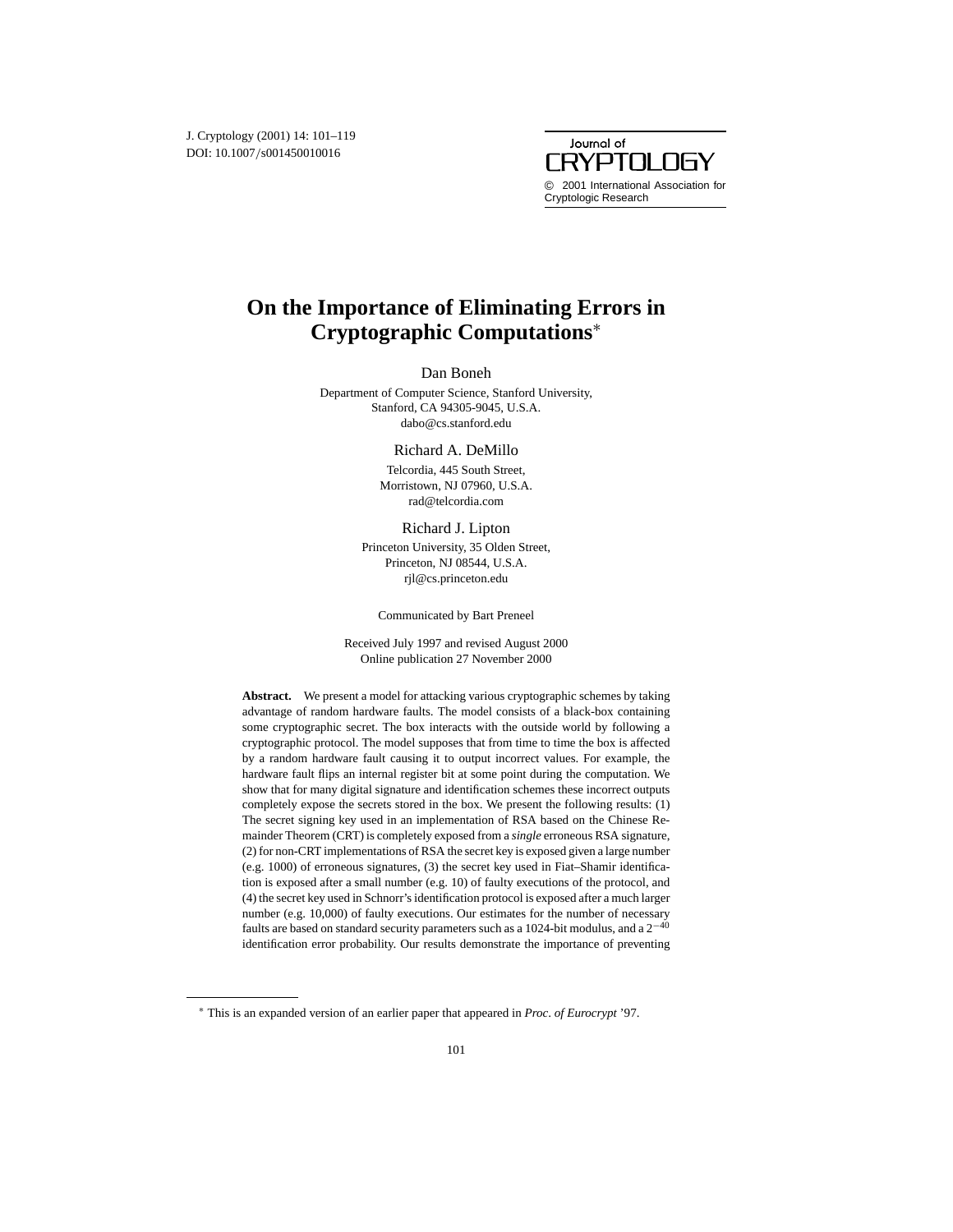# On the Importance of Eliminating Errors in Cryptographic Computations*

Dan Boneh

Department of Computer Science, Stanford University,
Stanford, CA 94305-9045, U.S.A.
dabo@cs.stanford.edu

Richard A. DeMillo

Telcordia, 445 South Street,
Morristown, NJ 07960, U.S.A.
rad@telcordia.com

Richard J. Lipton

Princeton University, 35 Olden Street,
Princeton, NJ 08544, U.S.A.
rjl@cs.princeton.edu

Communicated by Bart Preneel

Received July 1997 and revised August 2000
Online publication 27 November 2000

**Abstract.** We present a model for attacking various cryptographic schemes by taking advantage of random hardware faults. The model consists of a black-box containing some cryptographic secret. The box interacts with the outside world by following a cryptographic protocol. The model supposes that from time to time the box is affected by a random hardware fault causing it to output incorrect values. For example, the hardware fault flips an internal register bit at some point during the computation. We show that for many digital signature and identification schemes these incorrect outputs completely expose the secrets stored in the box. We present the following results: (1) The secret signing key used in an implementation of RSA based on the Chinese Remainder Theorem (CRT) is completely exposed from a *single* erroneous RSA signature, (2) for non-CRT implementations of RSA the secret key is exposed given a large number (e.g. 1000) of erroneous signatures, (3) the secret key used in Fiat–Shamir identification is exposed after a small number (e.g. 10) of faulty executions of the protocol, and (4) the secret key used in Schnorr's identification protocol is exposed after a much larger number (e.g. 10,000) of faulty executions. Our estimates for the number of necessary faults are based on standard security parameters such as a 1024-bit modulus, and a $2^{-40}$ identification error probability. Our results demonstrate the importance of preventing

---

* This is an expanded version of an earlier paper that appeared in *Proc. of Eurocrypt* '97.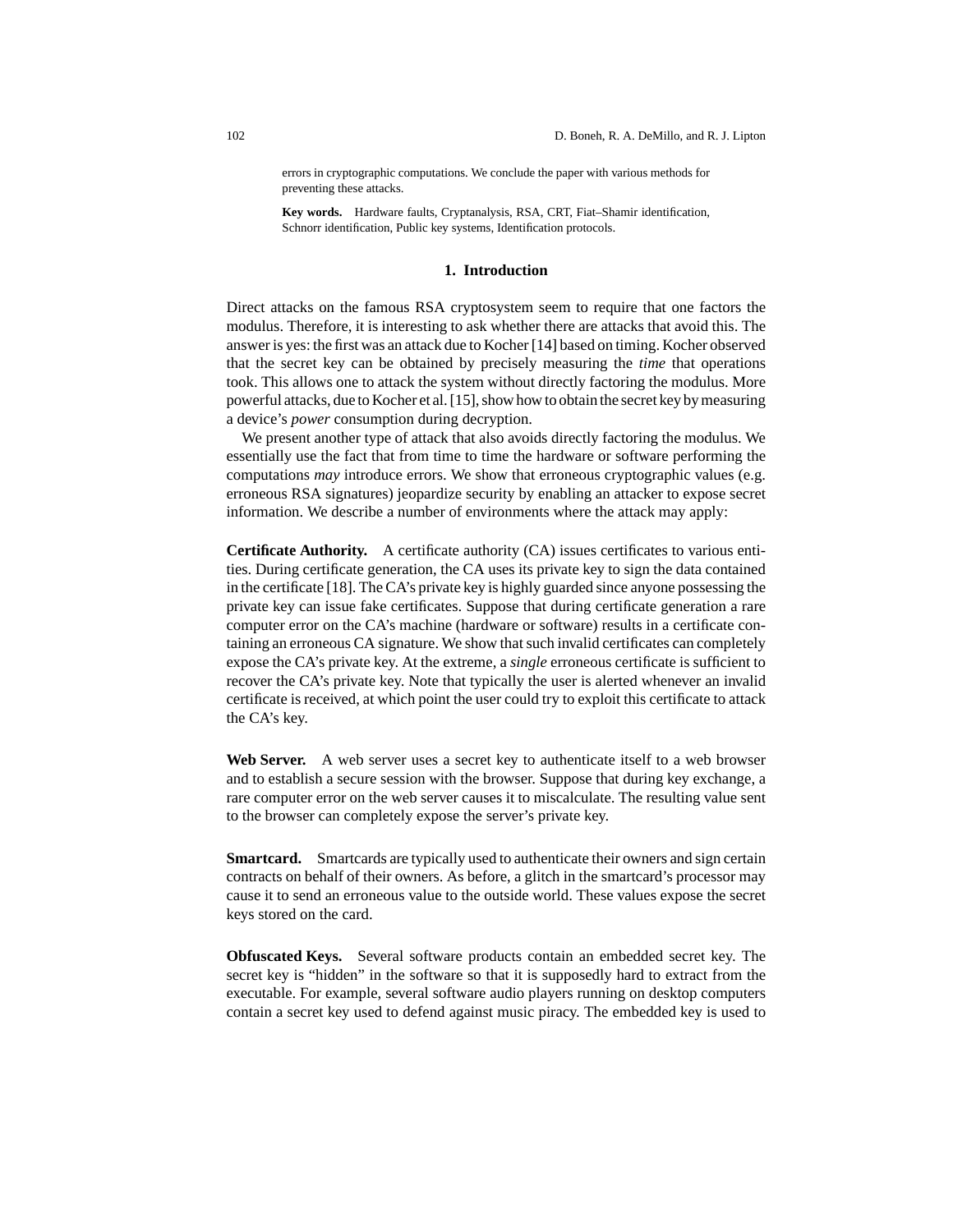errors in cryptographic computations. We conclude the paper with various methods for preventing these attacks.

**Key words.** Hardware faults, Cryptanalysis, RSA, CRT, Fiat–Shamir identification, Schnorr identification, Public key systems, Identification protocols.

## 1. Introduction

Direct attacks on the famous RSA cryptosystem seem to require that one factors the modulus. Therefore, it is interesting to ask whether there are attacks that avoid this. The answer is yes: the first was an attack due to Kocher [14] based on timing. Kocher observed that the secret key can be obtained by precisely measuring the *time* that operations took. This allows one to attack the system without directly factoring the modulus. More powerful attacks, due to Kocher et al. [15], show how to obtain the secret key by measuring a device's *power* consumption during decryption.

We present another type of attack that also avoids directly factoring the modulus. We essentially use the fact that from time to time the hardware or software performing the computations *may* introduce errors. We show that erroneous cryptographic values (e.g. erroneous RSA signatures) jeopardize security by enabling an attacker to expose secret information. We describe a number of environments where the attack may apply:

**Certificate Authority.** A certificate authority (CA) issues certificates to various entities. During certificate generation, the CA uses its private key to sign the data contained in the certificate [18]. The CA's private key is highly guarded since anyone possessing the private key can issue fake certificates. Suppose that during certificate generation a rare computer error on the CA's machine (hardware or software) results in a certificate containing an erroneous CA signature. We show that such invalid certificates can completely expose the CA's private key. At the extreme, a *single* erroneous certificate is sufficient to recover the CA's private key. Note that typically the user is alerted whenever an invalid certificate is received, at which point the user could try to exploit this certificate to attack the CA's key.

**Web Server.** A web server uses a secret key to authenticate itself to a web browser and to establish a secure session with the browser. Suppose that during key exchange, a rare computer error on the web server causes it to miscalculate. The resulting value sent to the browser can completely expose the server's private key.

**Smartcard.** Smartcards are typically used to authenticate their owners and sign certain contracts on behalf of their owners. As before, a glitch in the smartcard's processor may cause it to send an erroneous value to the outside world. These values expose the secret keys stored on the card.

**Obfuscated Keys.** Several software products contain an embedded secret key. The secret key is "hidden" in the software so that it is supposedly hard to extract from the executable. For example, several software audio players running on desktop computers contain a secret key used to defend against music piracy. The embedded key is used to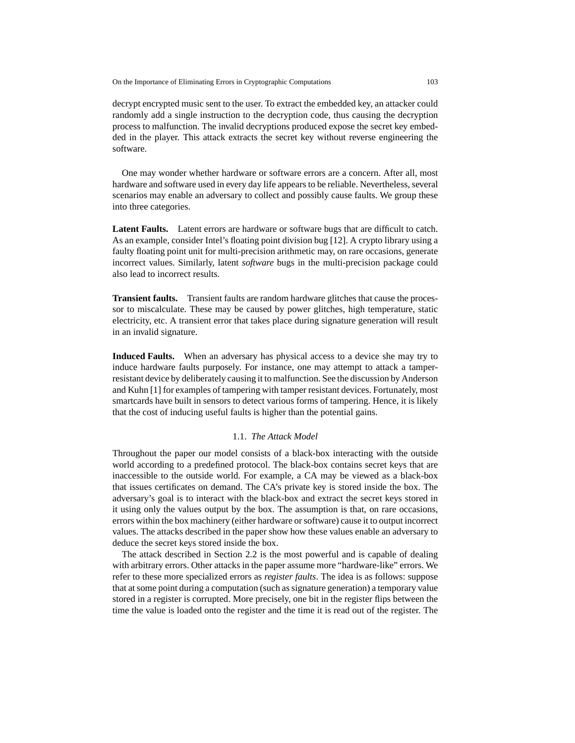decrypt encrypted music sent to the user. To extract the embedded key, an attacker could randomly add a single instruction to the decryption code, thus causing the decryption process to malfunction. The invalid decryptions produced expose the secret key embedded in the player. This attack extracts the secret key without reverse engineering the software.

One may wonder whether hardware or software errors are a concern. After all, most hardware and software used in every day life appears to be reliable. Nevertheless, several scenarios may enable an adversary to collect and possibly cause faults. We group these into three categories.

**Latent Faults.** Latent errors are hardware or software bugs that are difficult to catch. As an example, consider Intel's floating point division bug [12]. A crypto library using a faulty floating point unit for multi-precision arithmetic may, on rare occasions, generate incorrect values. Similarly, latent *software* bugs in the multi-precision package could also lead to incorrect results.

**Transient faults.** Transient faults are random hardware glitches that cause the processor to miscalculate. These may be caused by power glitches, high temperature, static electricity, etc. A transient error that takes place during signature generation will result in an invalid signature.

**Induced Faults.** When an adversary has physical access to a device she may try to induce hardware faults purposely. For instance, one may attempt to attack a tamper-resistant device by deliberately causing it to malfunction. See the discussion by Anderson and Kuhn [1] for examples of tampering with tamper resistant devices. Fortunately, most smartcards have built in sensors to detect various forms of tampering. Hence, it is likely that the cost of inducing useful faults is higher than the potential gains.

### 1.1. *The Attack Model*

Throughout the paper our model consists of a black-box interacting with the outside world according to a predefined protocol. The black-box contains secret keys that are inaccessible to the outside world. For example, a CA may be viewed as a black-box that issues certificates on demand. The CA's private key is stored inside the box. The adversary's goal is to interact with the black-box and extract the secret keys stored in it using only the values output by the box. The assumption is that, on rare occasions, errors within the box machinery (either hardware or software) cause it to output incorrect values. The attacks described in the paper show how these values enable an adversary to deduce the secret keys stored inside the box.

The attack described in Section 2.2 is the most powerful and is capable of dealing with arbitrary errors. Other attacks in the paper assume more "hardware-like" errors. We refer to these more specialized errors as *register faults*. The idea is as follows: suppose that at some point during a computation (such as signature generation) a temporary value stored in a register is corrupted. More precisely, one bit in the register flips between the time the value is loaded onto the register and the time it is read out of the register. The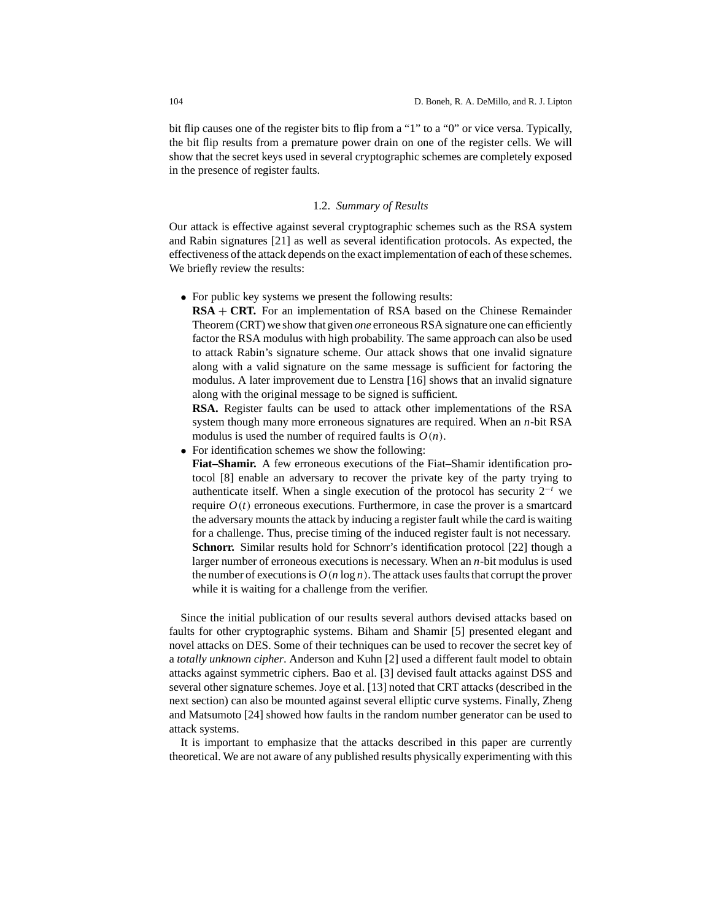bit flip causes one of the register bits to flip from a “1” to a “0” or vice versa. Typically, the bit flip results from a premature power drain on one of the register cells. We will show that the secret keys used in several cryptographic schemes are completely exposed in the presence of register faults.

### 1.2. *Summary of Results*

Our attack is effective against several cryptographic schemes such as the RSA system and Rabin signatures [21] as well as several identification protocols. As expected, the effectiveness of the attack depends on the exact implementation of each of these schemes. We briefly review the results:

- For public key systems we present the following results:
  **RSA + CRT.** For an implementation of RSA based on the Chinese Remainder Theorem (CRT) we show that given *one* erroneous RSA signature one can efficiently factor the RSA modulus with high probability. The same approach can also be used to attack Rabin’s signature scheme. Our attack shows that one invalid signature along with a valid signature on the same message is sufficient for factoring the modulus. A later improvement due to Lenstra [16] shows that an invalid signature along with the original message to be signed is sufficient.
  **RSA.** Register faults can be used to attack other implementations of the RSA system though many more erroneous signatures are required. When an $n$-bit RSA modulus is used the number of required faults is $O(n)$.
- For identification schemes we show the following:
  **Fiat–Shamir.** A few erroneous executions of the Fiat–Shamir identification protocol [8] enable an adversary to recover the private key of the party trying to authenticate itself. When a single execution of the protocol has security $2^{-t}$ we require $O(t)$ erroneous executions. Furthermore, in case the prover is a smartcard the adversary mounts the attack by inducing a register fault while the card is waiting for a challenge. Thus, precise timing of the induced register fault is not necessary.
  **Schnorr.** Similar results hold for Schnorr’s identification protocol [22] though a larger number of erroneous executions is necessary. When an $n$-bit modulus is used the number of executions is $O(n \log n)$. The attack uses faults that corrupt the prover while it is waiting for a challenge from the verifier.

Since the initial publication of our results several authors devised attacks based on faults for other cryptographic systems. Biham and Shamir [5] presented elegant and novel attacks on DES. Some of their techniques can be used to recover the secret key of a *totally unknown cipher*. Anderson and Kuhn [2] used a different fault model to obtain attacks against symmetric ciphers. Bao et al. [3] devised fault attacks against DSS and several other signature schemes. Joye et al. [13] noted that CRT attacks (described in the next section) can also be mounted against several elliptic curve systems. Finally, Zheng and Matsumoto [24] showed how faults in the random number generator can be used to attack systems.

It is important to emphasize that the attacks described in this paper are currently theoretical. We are not aware of any published results physically experimenting with this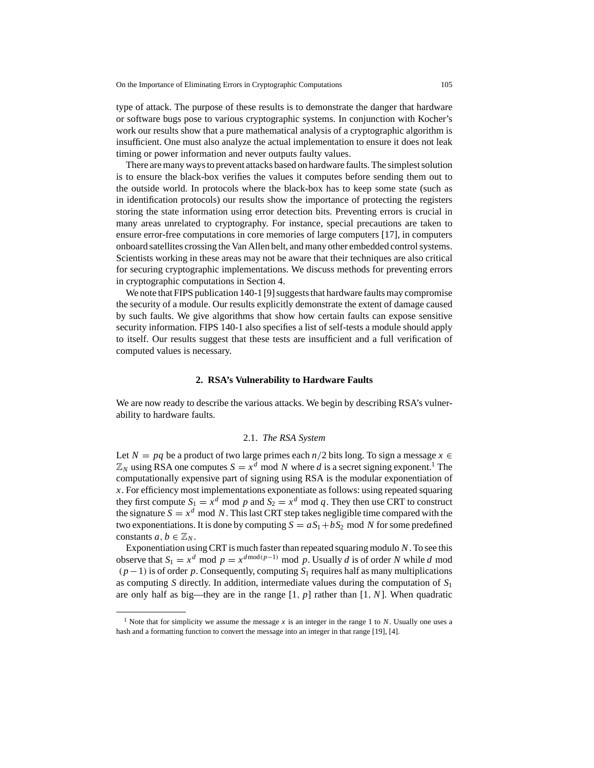type of attack. The purpose of these results is to demonstrate the danger that hardware or software bugs pose to various cryptographic systems. In conjunction with Kocher's work our results show that a pure mathematical analysis of a cryptographic algorithm is insufficient. One must also analyze the actual implementation to ensure it does not leak timing or power information and never outputs faulty values.

There are many ways to prevent attacks based on hardware faults. The simplest solution is to ensure the black-box verifies the values it computes before sending them out to the outside world. In protocols where the black-box has to keep some state (such as in identification protocols) our results show the importance of protecting the registers storing the state information using error detection bits. Preventing errors is crucial in many areas unrelated to cryptography. For instance, special precautions are taken to ensure error-free computations in core memories of large computers [17], in computers onboard satellites crossing the Van Allen belt, and many other embedded control systems. Scientists working in these areas may not be aware that their techniques are also critical for securing cryptographic implementations. We discuss methods for preventing errors in cryptographic computations in Section 4.

We note that FIPS publication 140-1 [9] suggests that hardware faults may compromise the security of a module. Our results explicitly demonstrate the extent of damage caused by such faults. We give algorithms that show how certain faults can expose sensitive security information. FIPS 140-1 also specifies a list of self-tests a module should apply to itself. Our results suggest that these tests are insufficient and a full verification of computed values is necessary.

## 2. RSA's Vulnerability to Hardware Faults

We are now ready to describe the various attacks. We begin by describing RSA's vulnerability to hardware faults.

### 2.1. *The RSA System*

Let $N = pq$ be a product of two large primes each $n/2$ bits long. To sign a message $x \in \mathbb{Z}_N$ using RSA one computes $S = x^d \bmod N$ where $d$ is a secret signing exponent.[1] The computationally expensive part of signing using RSA is the modular exponentiation of $x$. For efficiency most implementations exponentiate as follows: using repeated squaring they first compute $S_1 = x^d \bmod p$ and $S_2 = x^d \bmod q$. They then use CRT to construct the signature $S = x^d \bmod N$. This last CRT step takes negligible time compared with the two exponentiations. It is done by computing $S = aS_1 + bS_2 \bmod N$ for some predefined constants $a, b \in \mathbb{Z}_N$.

Exponentiation using CRT is much faster than repeated squaring modulo $N$. To see this observe that $S_1 = x^d \bmod p = x^{d \bmod (p-1)} \bmod p$. Usually $d$ is of order $N$ while $d \bmod (p-1)$ is of order $p$. Consequently, computing $S_1$ requires half as many multiplications as computing $S$ directly. In addition, intermediate values during the computation of $S_1$ are only half as big—they are in the range $[1, p]$ rather than $[1, N]$. When quadratic

[1] Note that for simplicity we assume the message $x$ is an integer in the range 1 to $N$. Usually one uses a hash and a formatting function to convert the message into an integer in that range [19], [4].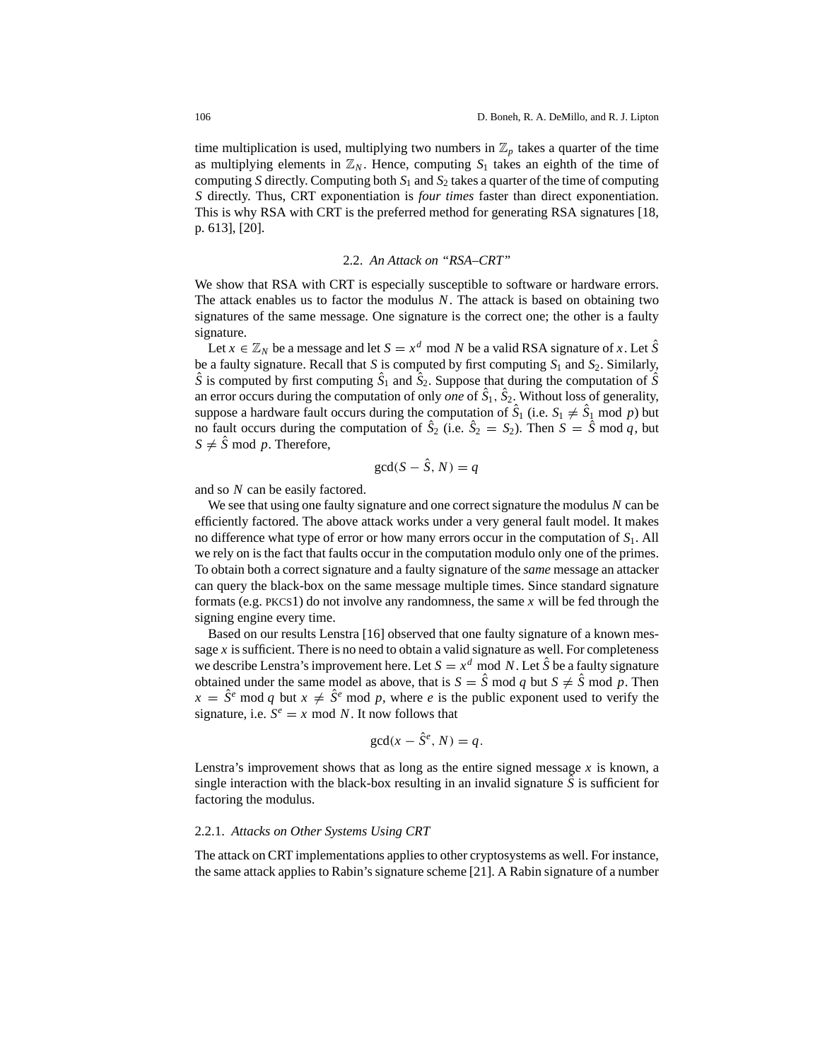time multiplication is used, multiplying two numbers in $\mathbb{Z}_p$ takes a quarter of the time as multiplying elements in $\mathbb{Z}_N$. Hence, computing $S_1$ takes an eighth of the time of computing $S$ directly. Computing both $S_1$ and $S_2$ takes a quarter of the time of computing $S$ directly. Thus, CRT exponentiation is *four times* faster than direct exponentiation. This is why RSA with CRT is the preferred method for generating RSA signatures [18, p. 613], [20].

### 2.2. *An Attack on "RSA–CRT"*

We show that RSA with CRT is especially susceptible to software or hardware errors. The attack enables us to factor the modulus $N$. The attack is based on obtaining two signatures of the same message. One signature is the correct one; the other is a faulty signature.

Let $x \in \mathbb{Z}_N$ be a message and let $S = x^d \bmod N$ be a valid RSA signature of $x$. Let $\hat{S}$ be a faulty signature. Recall that $S$ is computed by first computing $S_1$ and $S_2$. Similarly, $\hat{S}$ is computed by first computing $\hat{S}_1$ and $\hat{S}_2$. Suppose that during the computation of $\hat{S}$ an error occurs during the computation of only *one* of $\hat{S}_1$, $\hat{S}_2$. Without loss of generality, suppose a hardware fault occurs during the computation of $\hat{S}_1$ (i.e. $S_1 \neq \hat{S}_1 \bmod p$) but no fault occurs during the computation of $\hat{S}_2$ (i.e. $\hat{S}_2 = S_2$). Then $S = \hat{S} \bmod q$, but $S \neq \hat{S} \bmod p$. Therefore,

$$\gcd(S - \hat{S}, N) = q$$

and so $N$ can be easily factored.

We see that using one faulty signature and one correct signature the modulus $N$ can be efficiently factored. The above attack works under a very general fault model. It makes no difference what type of error or how many errors occur in the computation of $S_1$. All we rely on is the fact that faults occur in the computation modulo only one of the primes. To obtain both a correct signature and a faulty signature of the *same* message an attacker can query the black-box on the same message multiple times. Since standard signature formats (e.g. PKCS1) do not involve any randomness, the same $x$ will be fed through the signing engine every time.

Based on our results Lenstra [16] observed that one faulty signature of a known message $x$ is sufficient. There is no need to obtain a valid signature as well. For completeness we describe Lenstra's improvement here. Let $S = x^d \bmod N$. Let $\hat{S}$ be a faulty signature obtained under the same model as above, that is $S = \hat{S} \bmod q$ but $S \neq \hat{S} \bmod p$. Then $x = \hat{S}^e \bmod q$ but $x \neq \hat{S}^e \bmod p$, where $e$ is the public exponent used to verify the signature, i.e. $S^e = x \bmod N$. It now follows that

$$\gcd(x - \hat{S}^e, N) = q.$$

Lenstra's improvement shows that as long as the entire signed message $x$ is known, a single interaction with the black-box resulting in an invalid signature $\hat{S}$ is sufficient for factoring the modulus.

#### 2.2.1. *Attacks on Other Systems Using CRT*

The attack on CRT implementations applies to other cryptosystems as well. For instance, the same attack applies to Rabin's signature scheme [21]. A Rabin signature of a number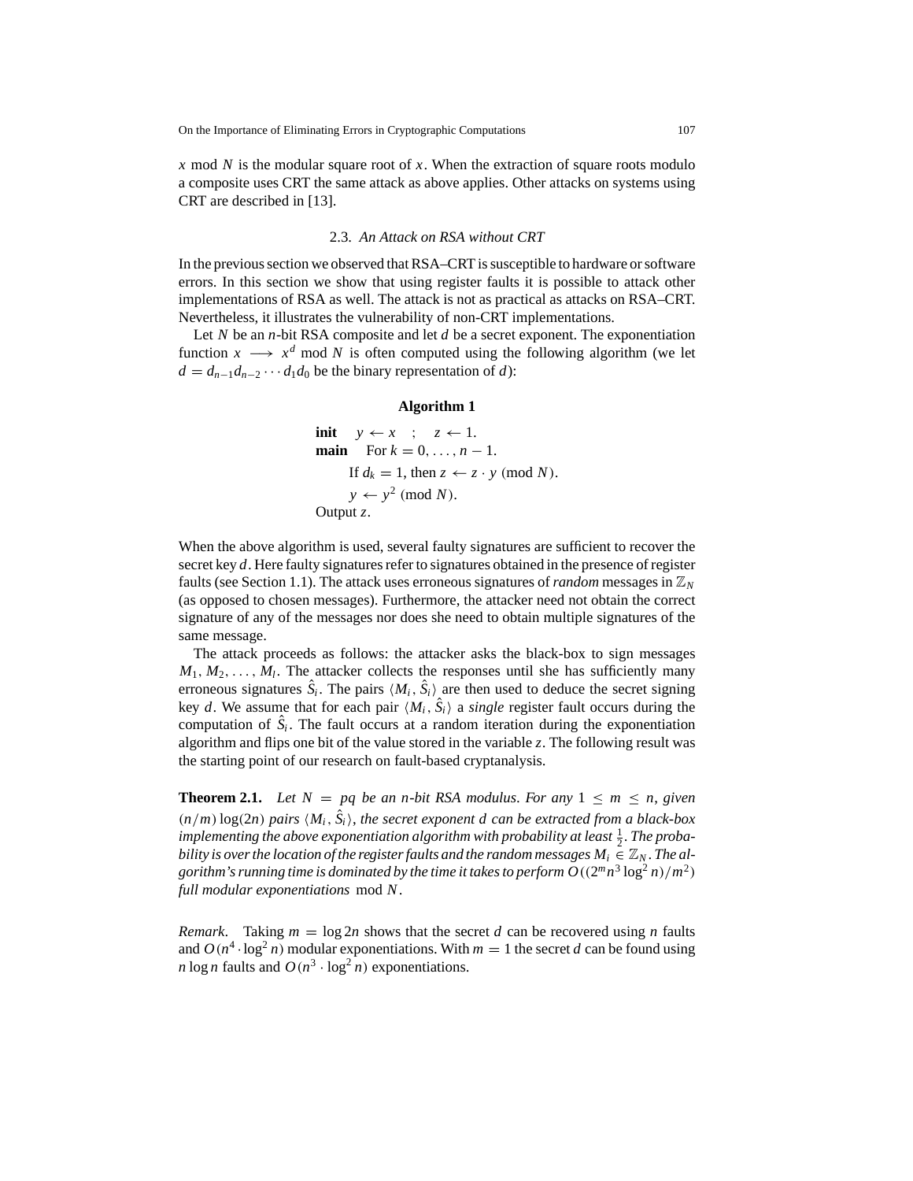$x \bmod N$ is the modular square root of $x$. When the extraction of square roots modulo a composite uses CRT the same attack as above applies. Other attacks on systems using CRT are described in [13].

### 2.3. *An Attack on RSA without CRT*

In the previous section we observed that RSA–CRT is susceptible to hardware or software errors. In this section we show that using register faults it is possible to attack other implementations of RSA as well. The attack is not as practical as attacks on RSA–CRT. Nevertheless, it illustrates the vulnerability of non-CRT implementations.

Let $N$ be an $n$-bit RSA composite and let $d$ be a secret exponent. The exponentiation function $x \longrightarrow x^d \bmod N$ is often computed using the following algorithm (we let $d = d_{n-1}d_{n-2}\cdots d_1 d_0$ be the binary representation of $d$):

**Algorithm 1**

**init** $\quad y \leftarrow x \quad ; \quad z \leftarrow 1.$
**main** $\quad$ For $k = 0, \ldots, n-1$.
$\qquad$ If $d_k = 1$, then $z \leftarrow z \cdot y \pmod N$.
$\qquad$ $y \leftarrow y^2 \pmod N$.
Output $z$.

When the above algorithm is used, several faulty signatures are sufficient to recover the secret key $d$. Here faulty signatures refer to signatures obtained in the presence of register faults (see Section 1.1). The attack uses erroneous signatures of *random* messages in $\mathbb{Z}_N$ (as opposed to chosen messages). Furthermore, the attacker need not obtain the correct signature of any of the messages nor does she need to obtain multiple signatures of the same message.

The attack proceeds as follows: the attacker asks the black-box to sign messages $M_1, M_2, \ldots, M_l$. The attacker collects the responses until she has sufficiently many erroneous signatures $\hat{S}_i$. The pairs $\langle M_i, \hat{S}_i\rangle$ are then used to deduce the secret signing key $d$. We assume that for each pair $\langle M_i, \hat{S}_i\rangle$ a *single* register fault occurs during the computation of $\hat{S}_i$. The fault occurs at a random iteration during the exponentiation algorithm and flips one bit of the value stored in the variable $z$. The following result was the starting point of our research on fault-based cryptanalysis.

**Theorem 2.1.** *Let $N = pq$ be an $n$-bit RSA modulus. For any $1 \le m \le n$, given $(n/m)\log(2n)$ pairs $\langle M_i, \hat{S}_i\rangle$, the secret exponent $d$ can be extracted from a black-box implementing the above exponentiation algorithm with probability at least $\frac{1}{2}$. The probability is over the location of the register faults and the random messages $M_i \in \mathbb{Z}_N$. The algorithm's running time is dominated by the time it takes to perform $O((2^m n^3 \log^2 n)/m^2)$ full modular exponentiations $\bmod N$.*

*Remark*. Taking $m = \log 2n$ shows that the secret $d$ can be recovered using $n$ faults and $O(n^4 \cdot \log^2 n)$ modular exponentiations. With $m = 1$ the secret $d$ can be found using $n \log n$ faults and $O(n^3 \cdot \log^2 n)$ exponentiations.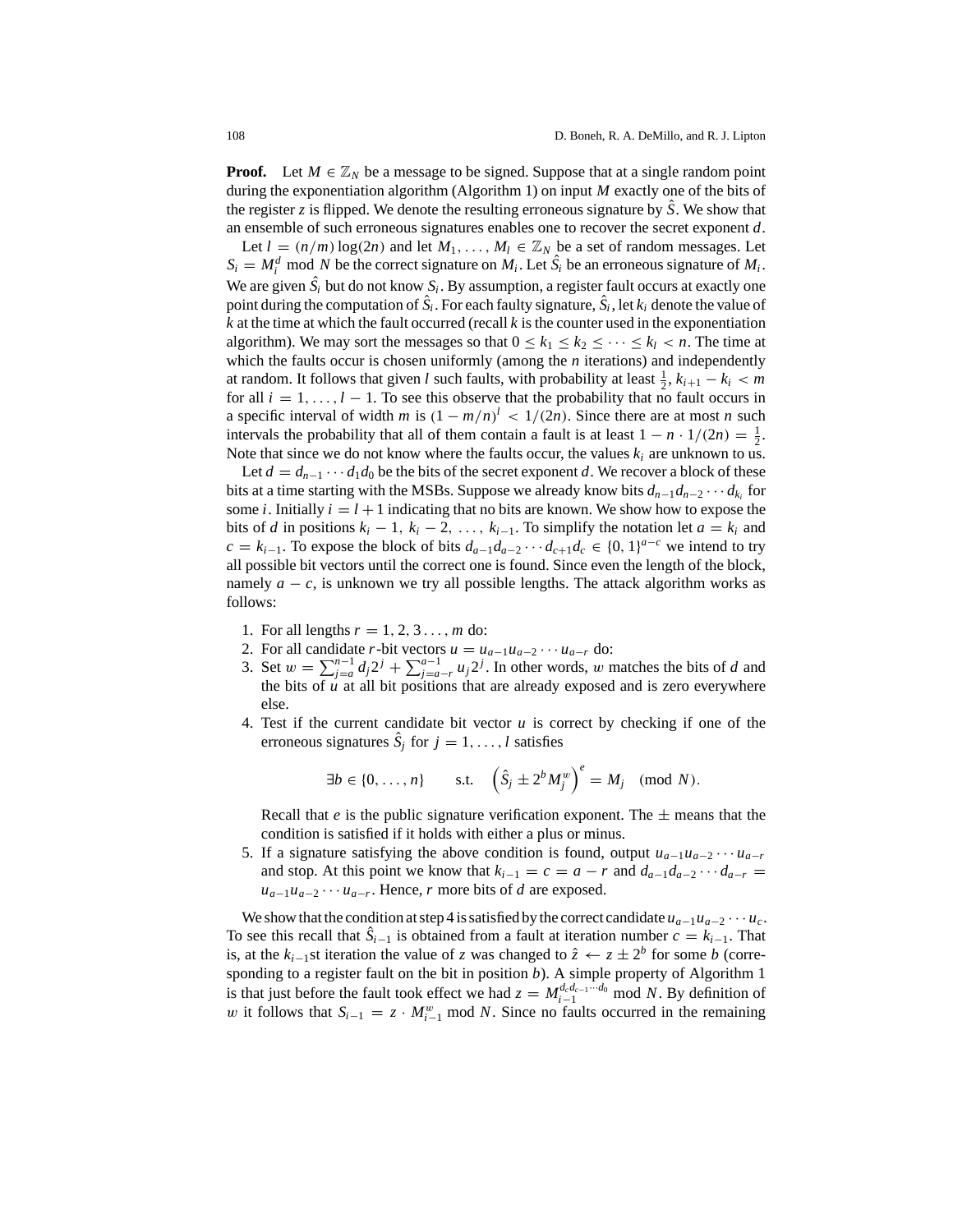**Proof.** Let $M \in \mathbb{Z}_N$ be a message to be signed. Suppose that at a single random point during the exponentiation algorithm (Algorithm 1) on input $M$ exactly one of the bits of the register $z$ is flipped. We denote the resulting erroneous signature by $\hat{S}$. We show that an ensemble of such erroneous signatures enables one to recover the secret exponent $d$.

Let $l = (n/m)\log(2n)$ and let $M_1, \ldots, M_l \in \mathbb{Z}_N$ be a set of random messages. Let $S_i = M_i^d \bmod N$ be the correct signature on $M_i$. Let $\hat{S}_i$ be an erroneous signature of $M_i$. We are given $\hat{S}_i$ but do not know $S_i$. By assumption, a register fault occurs at exactly one point during the computation of $\hat{S}_i$. For each faulty signature, $\hat{S}_i$, let $k_i$ denote the value of $k$ at the time at which the fault occurred (recall $k$ is the counter used in the exponentiation algorithm). We may sort the messages so that $0 \le k_1 \le k_2 \le \cdots \le k_l < n$. The time at which the faults occur is chosen uniformly (among the $n$ iterations) and independently at random. It follows that given $l$ such faults, with probability at least $\frac{1}{2}$, $k_{i+1} - k_i < m$ for all $i = 1, \ldots, l-1$. To see this observe that the probability that no fault occurs in a specific interval of width $m$ is $(1 - m/n)^l < 1/(2n)$. Since there are at most $n$ such intervals the probability that all of them contain a fault is at least $1 - n \cdot 1/(2n) = \frac{1}{2}$. Note that since we do not know where the faults occur, the values $k_i$ are unknown to us.

Let $d = d_{n-1} \cdots d_1 d_0$ be the bits of the secret exponent $d$. We recover a block of these bits at a time starting with the MSBs. Suppose we already know bits $d_{n-1}d_{n-2}\cdots d_{k_i}$ for some $i$. Initially $i = l + 1$ indicating that no bits are known. We show how to expose the bits of $d$ in positions $k_i - 1,\ k_i - 2,\ \ldots,\ k_{i-1}$. To simplify the notation let $a = k_i$ and $c = k_{i-1}$. To expose the block of bits $d_{a-1}d_{a-2}\cdots d_{c+1}d_c \in \{0,1\}^{a-c}$ we intend to try all possible bit vectors until the correct one is found. Since even the length of the block, namely $a - c$, is unknown we try all possible lengths. The attack algorithm works as follows:

1. For all lengths $r = 1, 2, 3 \ldots, m$ do:
2. For all candidate $r$-bit vectors $u = u_{a-1}u_{a-2}\cdots u_{a-r}$ do:
3. Set $w = \sum_{j=a}^{n-1} d_j 2^j + \sum_{j=a-r}^{a-1} u_j 2^j$. In other words, $w$ matches the bits of $d$ and the bits of $u$ at all bit positions that are already exposed and is zero everywhere else.
4. Test if the current candidate bit vector $u$ is correct by checking if one of the erroneous signatures $\hat{S}_j$ for $j = 1, \ldots, l$ satisfies
$$\exists b \in \{0, \ldots, n\} \qquad \text{s.t.} \quad \left(\hat{S}_j \pm 2^b M_j^w\right)^e = M_j \pmod{N}.$$
Recall that $e$ is the public signature verification exponent. The $\pm$ means that the condition is satisfied if it holds with either a plus or minus.
5. If a signature satisfying the above condition is found, output $u_{a-1}u_{a-2}\cdots u_{a-r}$ and stop. At this point we know that $k_{i-1} = c = a - r$ and $d_{a-1}d_{a-2}\cdots d_{a-r} = u_{a-1}u_{a-2}\cdots u_{a-r}$. Hence, $r$ more bits of $d$ are exposed.

We show that the condition at step 4 is satisfied by the correct candidate $u_{a-1}u_{a-2}\cdots u_c$. To see this recall that $\hat{S}_{i-1}$ is obtained from a fault at iteration number $c = k_{i-1}$. That is, at the $k_{i-1}$st iteration the value of $z$ was changed to $\hat{z} \leftarrow z \pm 2^b$ for some $b$ (corresponding to a register fault on the bit in position $b$). A simple property of Algorithm 1 is that just before the fault took effect we had $z = M_{i-1}^{d_c d_{c-1}\cdots d_0} \bmod N$. By definition of $w$ it follows that $S_{i-1} = z \cdot M_{i-1}^w \bmod N$. Since no faults occurred in the remaining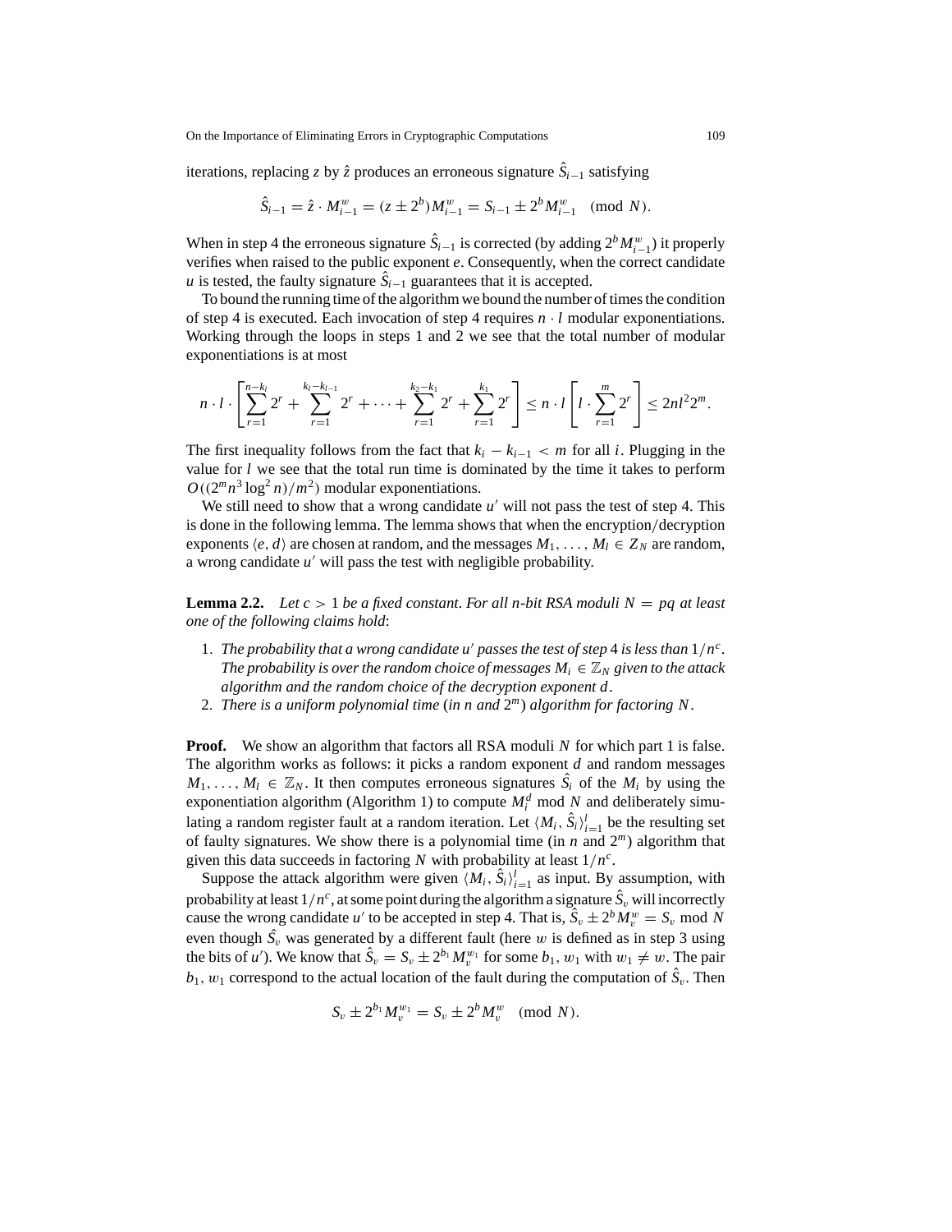iterations, replacing $z$ by $\hat{z}$ produces an erroneous signature $\hat{S}_{i-1}$ satisfying

$$\hat{S}_{i-1} = \hat{z} \cdot M_{i-1}^{w} = (z \pm 2^b) M_{i-1}^{w} = S_{i-1} \pm 2^b M_{i-1}^{w} \pmod{N}.$$

When in step 4 the erroneous signature $\hat{S}_{i-1}$ is corrected (by adding $2^b M_{i-1}^{w}$) it properly verifies when raised to the public exponent $e$. Consequently, when the correct candidate $u$ is tested, the faulty signature $\hat{S}_{i-1}$ guarantees that it is accepted.

To bound the running time of the algorithm we bound the number of times the condition of step 4 is executed. Each invocation of step 4 requires $n \cdot l$ modular exponentiations. Working through the loops in steps 1 and 2 we see that the total number of modular exponentiations is at most

$$n \cdot l \cdot \left[ \sum_{r=1}^{n-k_l} 2^r + \sum_{r=1}^{k_l - k_{l-1}} 2^r + \cdots + \sum_{r=1}^{k_2 - k_1} 2^r + \sum_{r=1}^{k_1} 2^r \right] \leq n \cdot l \left[ l \cdot \sum_{r=1}^{m} 2^r \right] \leq 2nl^2 2^m.$$

The first inequality follows from the fact that $k_i - k_{i-1} < m$ for all $i$. Plugging in the value for $l$ we see that the total run time is dominated by the time it takes to perform $O((2^m n^3 \log^2 n)/m^2)$ modular exponentiations.

We still need to show that a wrong candidate $u'$ will not pass the test of step 4. This is done in the following lemma. The lemma shows that when the encryption/decryption exponents $\langle e, d \rangle$ are chosen at random, and the messages $M_1, \ldots, M_l \in Z_N$ are random, a wrong candidate $u'$ will pass the test with negligible probability.

**Lemma 2.2.** *Let $c > 1$ be a fixed constant. For all $n$-bit RSA moduli $N = pq$ at least one of the following claims hold*:

1. *The probability that a wrong candidate $u'$ passes the test of step 4 is less than $1/n^c$. The probability is over the random choice of messages $M_i \in \mathbb{Z}_N$ given to the attack algorithm and the random choice of the decryption exponent $d$.*
2. *There is a uniform polynomial time (in $n$ and $2^m$) algorithm for factoring $N$.*

**Proof.** We show an algorithm that factors all RSA moduli $N$ for which part 1 is false. The algorithm works as follows: it picks a random exponent $d$ and random messages $M_1, \ldots, M_l \in \mathbb{Z}_N$. It then computes erroneous signatures $\hat{S}_i$ of the $M_i$ by using the exponentiation algorithm (Algorithm 1) to compute $M_i^d \bmod N$ and deliberately simulating a random register fault at a random iteration. Let $\langle M_i, \hat{S}_i \rangle_{i=1}^{l}$ be the resulting set of faulty signatures. We show there is a polynomial time (in $n$ and $2^m$) algorithm that given this data succeeds in factoring $N$ with probability at least $1/n^c$.

Suppose the attack algorithm were given $\langle M_i, \hat{S}_i \rangle_{i=1}^{l}$ as input. By assumption, with probability at least $1/n^c$, at some point during the algorithm a signature $\hat{S}_v$ will incorrectly cause the wrong candidate $u'$ to be accepted in step 4. That is, $\hat{S}_v \pm 2^b M_v^w = S_v \bmod N$ even though $\hat{S}_v$ was generated by a different fault (here $w$ is defined as in step 3 using the bits of $u'$). We know that $\hat{S}_v = S_v \pm 2^{b_1} M_v^{w_1}$ for some $b_1, w_1$ with $w_1 \neq w$. The pair $b_1, w_1$ correspond to the actual location of the fault during the computation of $\hat{S}_v$. Then

$$S_v \pm 2^{b_1} M_v^{w_1} = S_v \pm 2^b M_v^w \pmod{N}.$$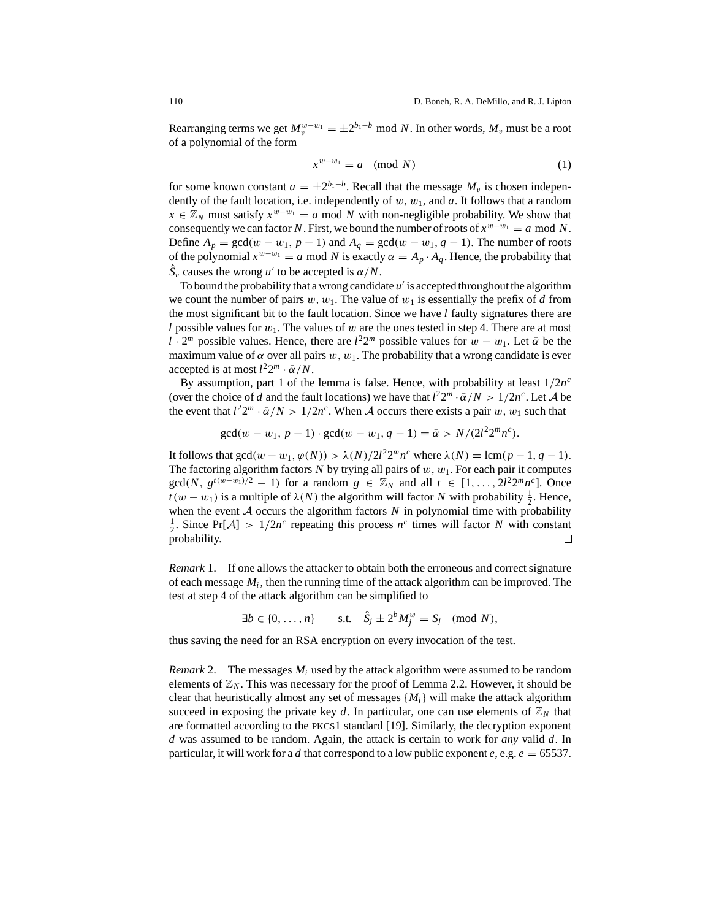Rearranging terms we get $M_v^{w-w_1} = \pm 2^{b_1 - b} \bmod N$. In other words, $M_v$ must be a root of a polynomial of the form

$$x^{w-w_1} = a \pmod{N} \tag{1}$$

for some known constant $a = \pm 2^{b_1-b}$. Recall that the message $M_v$ is chosen independently of the fault location, i.e. independently of $w$, $w_1$, and $a$. It follows that a random $x \in \mathbb{Z}_N$ must satisfy $x^{w-w_1} = a \bmod N$ with non-negligible probability. We show that consequently we can factor $N$. First, we bound the number of roots of $x^{w-w_1} = a \bmod N$. Define $A_p = \gcd(w - w_1, p - 1)$ and $A_q = \gcd(w - w_1, q - 1)$. The number of roots of the polynomial $x^{w-w_1} = a \bmod N$ is exactly $\alpha = A_p \cdot A_q$. Hence, the probability that $\hat{S}_v$ causes the wrong $u'$ to be accepted is $\alpha/N$.

To bound the probability that a wrong candidate $u'$ is accepted throughout the algorithm we count the number of pairs $w$, $w_1$. The value of $w_1$ is essentially the prefix of $d$ from the most significant bit to the fault location. Since we have $l$ faulty signatures there are $l$ possible values for $w_1$. The values of $w$ are the ones tested in step 4. There are at most $l \cdot 2^m$ possible values. Hence, there are $l^2 2^m$ possible values for $w - w_1$. Let $\bar{\alpha}$ be the maximum value of $\alpha$ over all pairs $w$, $w_1$. The probability that a wrong candidate is ever accepted is at most $l^2 2^m \cdot \bar{\alpha}/N$.

By assumption, part 1 of the lemma is false. Hence, with probability at least $1/2n^c$ (over the choice of $d$ and the fault locations) we have that $l^2 2^m \cdot \bar{\alpha}/N > 1/2n^c$. Let $\mathcal{A}$ be the event that $l^2 2^m \cdot \bar{\alpha}/N > 1/2n^c$. When $\mathcal{A}$ occurs there exists a pair $w$, $w_1$ such that

$$\gcd(w - w_1, p - 1) \cdot \gcd(w - w_1, q - 1) = \bar{\alpha} > N/(2l^2 2^m n^c).$$

It follows that $\gcd(w - w_1, \varphi(N)) > \lambda(N)/2l^2 2^m n^c$ where $\lambda(N) = \mathrm{lcm}(p - 1, q - 1)$. The factoring algorithm factors $N$ by trying all pairs of $w$, $w_1$. For each pair it computes $\gcd(N, g^{t(w-w_1)/2} - 1)$ for a random $g \in \mathbb{Z}_N$ and all $t \in [1, \ldots, 2l^2 2^m n^c]$. Once $t(w - w_1)$ is a multiple of $\lambda(N)$ the algorithm will factor $N$ with probability $\frac{1}{2}$. Hence, when the event $\mathcal{A}$ occurs the algorithm factors $N$ in polynomial time with probability $\frac{1}{2}$. Since $\Pr[\mathcal{A}] > 1/2n^c$ repeating this process $n^c$ times will factor $N$ with constant probability. □

*Remark* 1. If one allows the attacker to obtain both the erroneous and correct signature of each message $M_i$, then the running time of the attack algorithm can be improved. The test at step 4 of the attack algorithm can be simplified to

$$\exists b \in \{0, \ldots, n\} \qquad \text{s.t.} \quad \hat{S}_j \pm 2^b M_j^w = S_j \pmod{N},$$

thus saving the need for an RSA encryption on every invocation of the test.

*Remark* 2. The messages $M_i$ used by the attack algorithm were assumed to be random elements of $\mathbb{Z}_N$. This was necessary for the proof of Lemma 2.2. However, it should be clear that heuristically almost any set of messages $\{M_i\}$ will make the attack algorithm succeed in exposing the private key $d$. In particular, one can use elements of $\mathbb{Z}_N$ that are formatted according to the PKCS1 standard [19]. Similarly, the decryption exponent $d$ was assumed to be random. Again, the attack is certain to work for *any* valid $d$. In particular, it will work for a $d$ that correspond to a low public exponent $e$, e.g. $e = 65537$.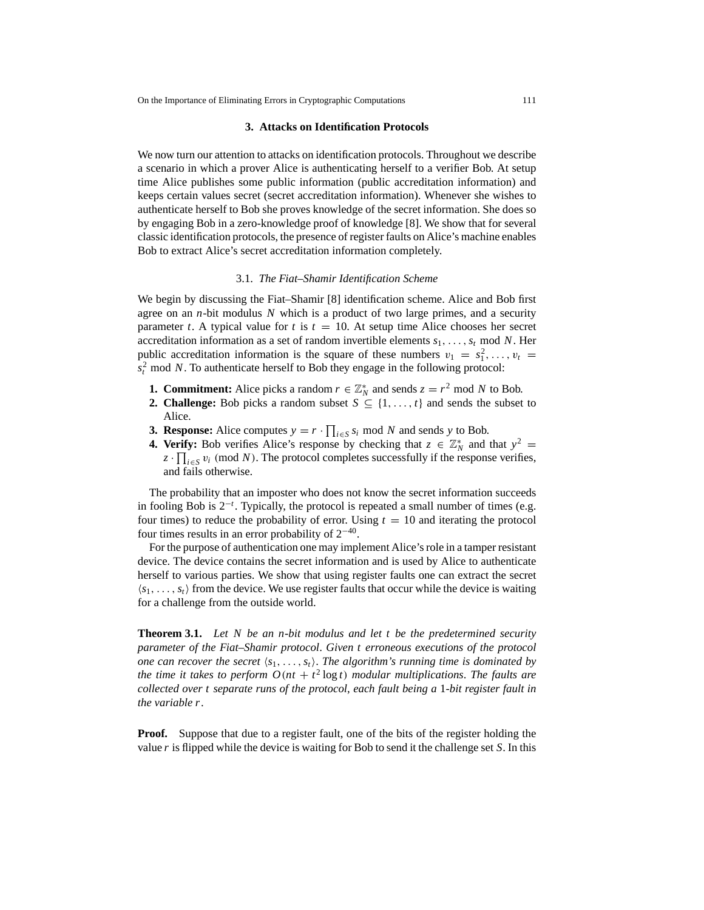## 3. Attacks on Identification Protocols

We now turn our attention to attacks on identification protocols. Throughout we describe a scenario in which a prover Alice is authenticating herself to a verifier Bob. At setup time Alice publishes some public information (public accreditation information) and keeps certain values secret (secret accreditation information). Whenever she wishes to authenticate herself to Bob she proves knowledge of the secret information. She does so by engaging Bob in a zero-knowledge proof of knowledge [8]. We show that for several classic identification protocols, the presence of register faults on Alice's machine enables Bob to extract Alice's secret accreditation information completely.

### 3.1. *The Fiat–Shamir Identification Scheme*

We begin by discussing the Fiat–Shamir [8] identification scheme. Alice and Bob first agree on an $n$-bit modulus $N$ which is a product of two large primes, and a security parameter $t$. A typical value for $t$ is $t = 10$. At setup time Alice chooses her secret accreditation information as a set of random invertible elements $s_1, \ldots, s_t \bmod N$. Her public accreditation information is the square of these numbers $v_1 = s_1^2, \ldots, v_t = s_t^2 \bmod N$. To authenticate herself to Bob they engage in the following protocol:

1. **Commitment:** Alice picks a random $r \in \mathbb{Z}_N^*$ and sends $z = r^2 \bmod N$ to Bob.
2. **Challenge:** Bob picks a random subset $S \subseteq \{1, \ldots, t\}$ and sends the subset to Alice.
3. **Response:** Alice computes $y = r \cdot \prod_{i \in S} s_i \bmod N$ and sends $y$ to Bob.
4. **Verify:** Bob verifies Alice's response by checking that $z \in \mathbb{Z}_N^*$ and that $y^2 = z \cdot \prod_{i \in S} v_i \pmod{N}$. The protocol completes successfully if the response verifies, and fails otherwise.

The probability that an imposter who does not know the secret information succeeds in fooling Bob is $2^{-t}$. Typically, the protocol is repeated a small number of times (e.g. four times) to reduce the probability of error. Using $t = 10$ and iterating the protocol four times results in an error probability of $2^{-40}$.

For the purpose of authentication one may implement Alice's role in a tamper resistant device. The device contains the secret information and is used by Alice to authenticate herself to various parties. We show that using register faults one can extract the secret $\langle s_1, \ldots, s_t \rangle$ from the device. We use register faults that occur while the device is waiting for a challenge from the outside world.

**Theorem 3.1.** *Let $N$ be an $n$-bit modulus and let $t$ be the predetermined security parameter of the Fiat–Shamir protocol. Given $t$ erroneous executions of the protocol one can recover the secret $\langle s_1, \ldots, s_t \rangle$. The algorithm's running time is dominated by the time it takes to perform $O(nt + t^2 \log t)$ modular multiplications. The faults are collected over $t$ separate runs of the protocol, each fault being a 1-bit register fault in the variable $r$.*

**Proof.** Suppose that due to a register fault, one of the bits of the register holding the value $r$ is flipped while the device is waiting for Bob to send it the challenge set $S$. In this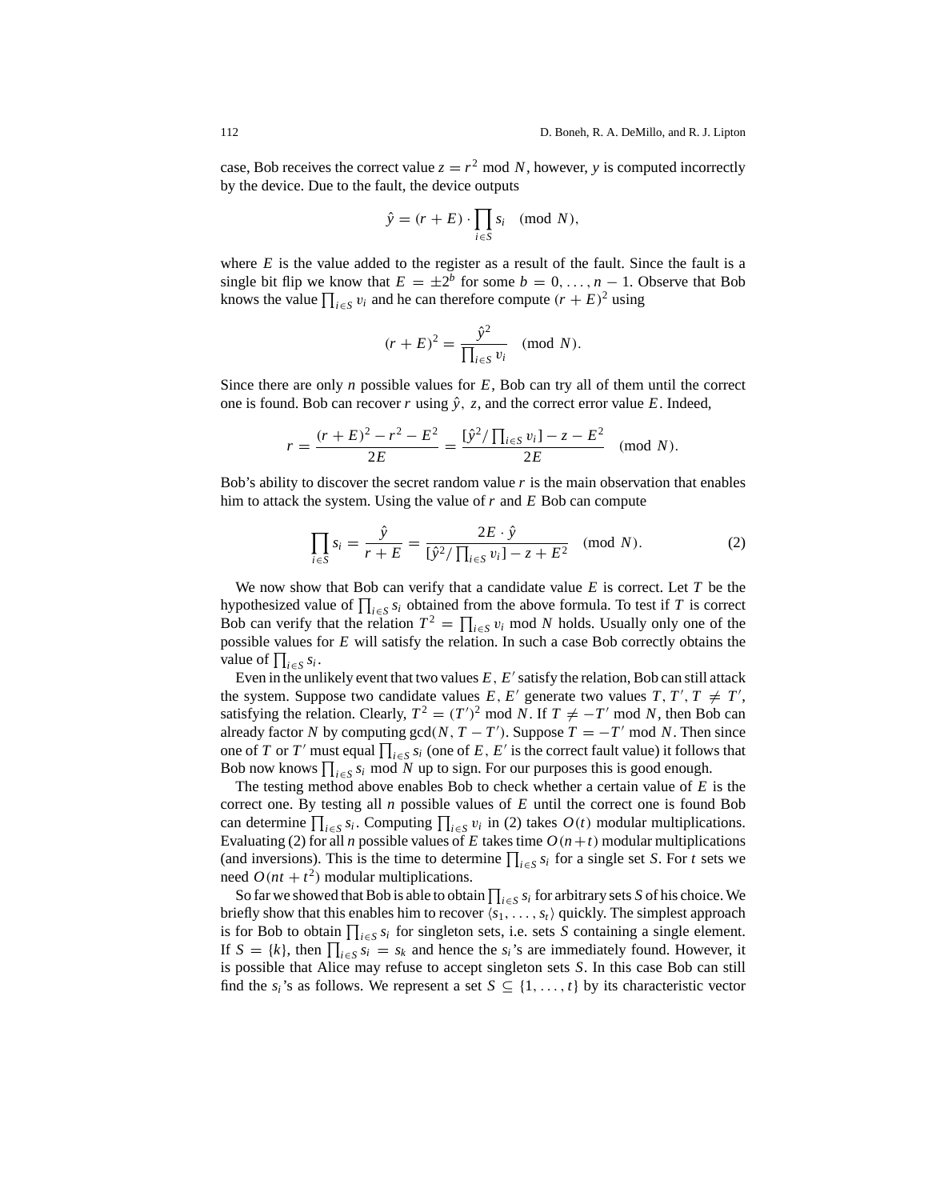case, Bob receives the correct value $z = r^2 \bmod N$, however, $y$ is computed incorrectly by the device. Due to the fault, the device outputs

$$\hat{y} = (r + E) \cdot \prod_{i \in S} s_i \pmod{N},$$

where $E$ is the value added to the register as a result of the fault. Since the fault is a single bit flip we know that $E = \pm 2^b$ for some $b = 0, \ldots, n-1$. Observe that Bob knows the value $\prod_{i \in S} v_i$ and he can therefore compute $(r+E)^2$ using

$$(r + E)^2 = \frac{\hat{y}^2}{\prod_{i \in S} v_i} \pmod{N}.$$

Since there are only $n$ possible values for $E$, Bob can try all of them until the correct one is found. Bob can recover $r$ using $\hat{y}$, $z$, and the correct error value $E$. Indeed,

$$r = \frac{(r+E)^2 - r^2 - E^2}{2E} = \frac{[\hat{y}^2 / \prod_{i \in S} v_i] - z - E^2}{2E} \pmod{N}.$$

Bob's ability to discover the secret random value $r$ is the main observation that enables him to attack the system. Using the value of $r$ and $E$ Bob can compute

$$\prod_{i \in S} s_i = \frac{\hat{y}}{r + E} = \frac{2E \cdot \hat{y}}{[\hat{y}^2 / \prod_{i \in S} v_i] - z + E^2} \pmod{N}. \tag{2}$$

We now show that Bob can verify that a candidate value $E$ is correct. Let $T$ be the hypothesized value of $\prod_{i \in S} s_i$ obtained from the above formula. To test if $T$ is correct Bob can verify that the relation $T^2 = \prod_{i \in S} v_i \bmod N$ holds. Usually only one of the possible values for $E$ will satisfy the relation. In such a case Bob correctly obtains the value of $\prod_{i \in S} s_i$.

Even in the unlikely event that two values $E, E'$ satisfy the relation, Bob can still attack the system. Suppose two candidate values $E, E'$ generate two values $T, T', T \neq T'$, satisfying the relation. Clearly, $T^2 = (T')^2 \bmod N$. If $T \neq -T' \bmod N$, then Bob can already factor $N$ by computing $\gcd(N, T - T')$. Suppose $T = -T' \bmod N$. Then since one of $T$ or $T'$ must equal $\prod_{i \in S} s_i$ (one of $E, E'$ is the correct fault value) it follows that Bob now knows $\prod_{i \in S} s_i \bmod N$ up to sign. For our purposes this is good enough.

The testing method above enables Bob to check whether a certain value of $E$ is the correct one. By testing all $n$ possible values of $E$ until the correct one is found Bob can determine $\prod_{i \in S} s_i$. Computing $\prod_{i \in S} v_i$ in (2) takes $O(t)$ modular multiplications. Evaluating (2) for all $n$ possible values of $E$ takes time $O(n+t)$ modular multiplications (and inversions). This is the time to determine $\prod_{i \in S} s_i$ for a single set $S$. For $t$ sets we need $O(nt + t^2)$ modular multiplications.

So far we showed that Bob is able to obtain $\prod_{i \in S} s_i$ for arbitrary sets $S$ of his choice. We briefly show that this enables him to recover $\langle s_1, \ldots, s_t \rangle$ quickly. The simplest approach is for Bob to obtain $\prod_{i \in S} s_i$ for singleton sets, i.e. sets $S$ containing a single element. If $S = \{k\}$, then $\prod_{i \in S} s_i = s_k$ and hence the $s_i$'s are immediately found. However, it is possible that Alice may refuse to accept singleton sets $S$. In this case Bob can still find the $s_i$'s as follows. We represent a set $S \subseteq \{1, \ldots, t\}$ by its characteristic vector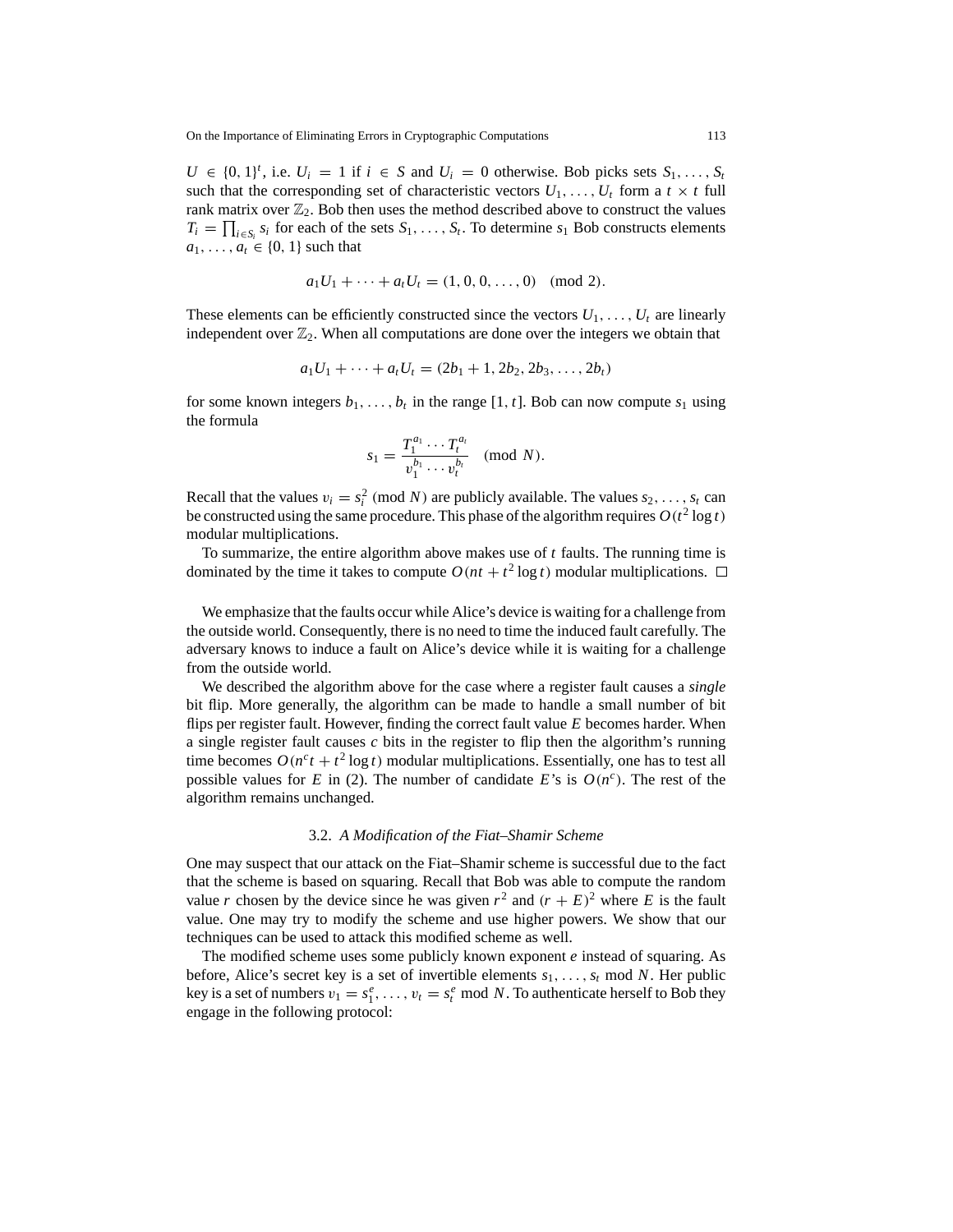$U \in \{0,1\}^t$, i.e. $U_i = 1$ if $i \in S$ and $U_i = 0$ otherwise. Bob picks sets $S_1, \ldots, S_t$ such that the corresponding set of characteristic vectors $U_1, \ldots, U_t$ form a $t \times t$ full rank matrix over $\mathbb{Z}_2$. Bob then uses the method described above to construct the values $T_i = \prod_{i \in S_i} s_i$ for each of the sets $S_1, \ldots, S_t$. To determine $s_1$ Bob constructs elements $a_1, \ldots, a_t \in \{0, 1\}$ such that

$$a_1 U_1 + \cdots + a_t U_t = (1, 0, 0, \ldots, 0) \pmod 2.$$

These elements can be efficiently constructed since the vectors $U_1, \ldots, U_t$ are linearly independent over $\mathbb{Z}_2$. When all computations are done over the integers we obtain that

$$a_1 U_1 + \cdots + a_t U_t = (2b_1 + 1, 2b_2, 2b_3, \ldots, 2b_t)$$

for some known integers $b_1, \ldots, b_t$ in the range $[1, t]$. Bob can now compute $s_1$ using the formula

$$s_1 = \frac{T_1^{a_1} \cdots T_t^{a_t}}{v_1^{b_1} \cdots v_t^{b_t}} \pmod N.$$

Recall that the values $v_i = s_i^2 \pmod N$ are publicly available. The values $s_2, \ldots, s_t$ can be constructed using the same procedure. This phase of the algorithm requires $O(t^2 \log t)$ modular multiplications.

To summarize, the entire algorithm above makes use of $t$ faults. The running time is dominated by the time it takes to compute $O(nt + t^2 \log t)$ modular multiplications. □

We emphasize that the faults occur while Alice's device is waiting for a challenge from the outside world. Consequently, there is no need to time the induced fault carefully. The adversary knows to induce a fault on Alice's device while it is waiting for a challenge from the outside world.

We described the algorithm above for the case where a register fault causes a *single* bit flip. More generally, the algorithm can be made to handle a small number of bit flips per register fault. However, finding the correct fault value $E$ becomes harder. When a single register fault causes $c$ bits in the register to flip then the algorithm's running time becomes $O(n^c t + t^2 \log t)$ modular multiplications. Essentially, one has to test all possible values for $E$ in (2). The number of candidate $E$'s is $O(n^c)$. The rest of the algorithm remains unchanged.

### 3.2. *A Modification of the Fiat–Shamir Scheme*

One may suspect that our attack on the Fiat–Shamir scheme is successful due to the fact that the scheme is based on squaring. Recall that Bob was able to compute the random value $r$ chosen by the device since he was given $r^2$ and $(r+E)^2$ where $E$ is the fault value. One may try to modify the scheme and use higher powers. We show that our techniques can be used to attack this modified scheme as well.

The modified scheme uses some publicly known exponent $e$ instead of squaring. As before, Alice's secret key is a set of invertible elements $s_1, \ldots, s_t \bmod N$. Her public key is a set of numbers $v_1 = s_1^e, \ldots, v_t = s_t^e \bmod N$. To authenticate herself to Bob they engage in the following protocol: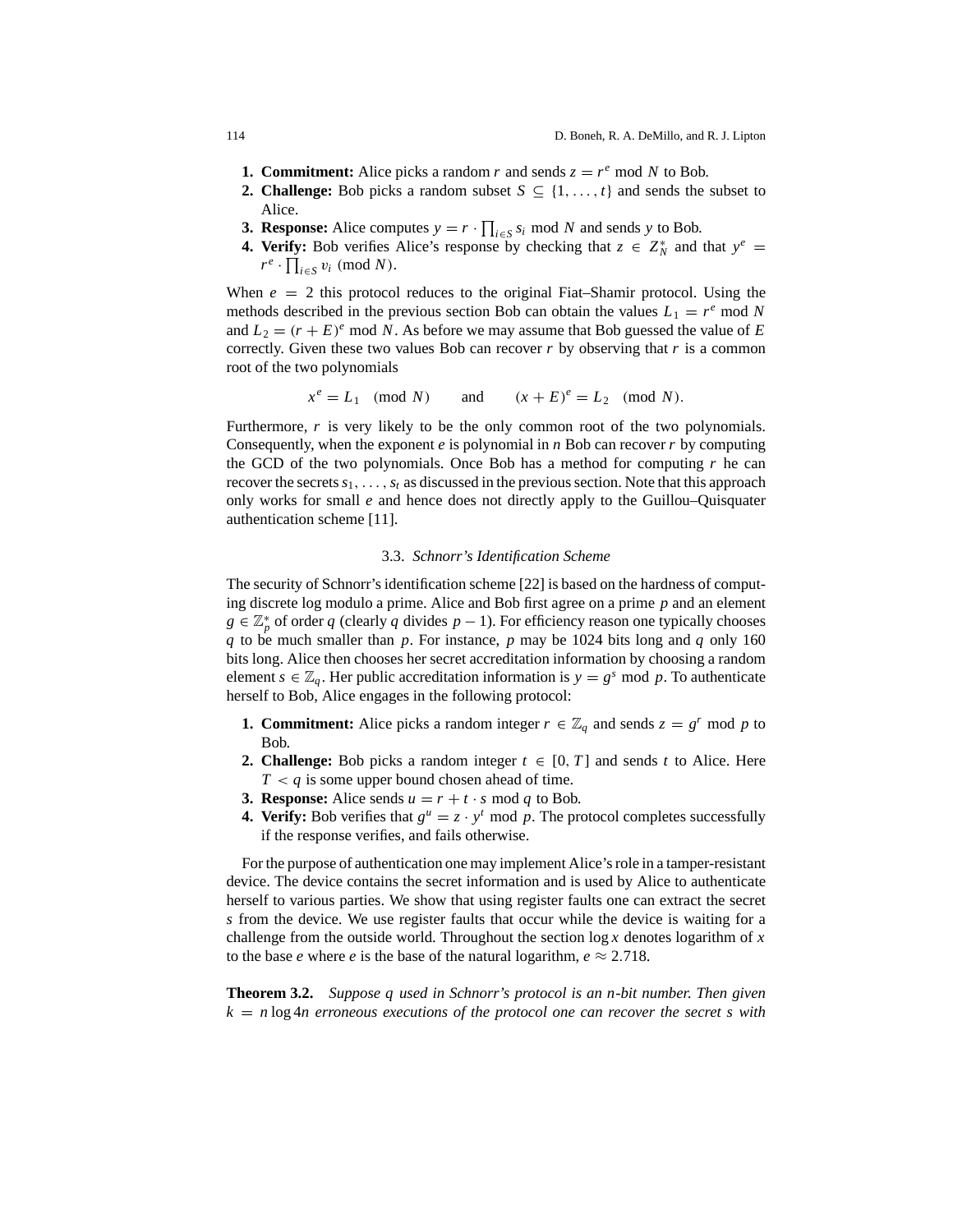1. **Commitment:** Alice picks a random $r$ and sends $z = r^e \bmod N$ to Bob.
2. **Challenge:** Bob picks a random subset $S \subseteq \{1, \ldots, t\}$ and sends the subset to Alice.
3. **Response:** Alice computes $y = r \cdot \prod_{i \in S} s_i \bmod N$ and sends $y$ to Bob.
4. **Verify:** Bob verifies Alice's response by checking that $z \in Z_N^*$ and that $y^e = r^e \cdot \prod_{i \in S} v_i \pmod{N}$.

When $e = 2$ this protocol reduces to the original Fiat–Shamir protocol. Using the methods described in the previous section Bob can obtain the values $L_1 = r^e \bmod N$ and $L_2 = (r + E)^e \bmod N$. As before we may assume that Bob guessed the value of $E$ correctly. Given these two values Bob can recover $r$ by observing that $r$ is a common root of the two polynomials

$$x^e = L_1 \pmod{N} \qquad \text{and} \qquad (x + E)^e = L_2 \pmod{N}.$$

Furthermore, $r$ is very likely to be the only common root of the two polynomials. Consequently, when the exponent $e$ is polynomial in $n$ Bob can recover $r$ by computing the GCD of the two polynomials. Once Bob has a method for computing $r$ he can recover the secrets $s_1, \ldots, s_t$ as discussed in the previous section. Note that this approach only works for small $e$ and hence does not directly apply to the Guillou–Quisquater authentication scheme [11].

### 3.3. *Schnorr's Identification Scheme*

The security of Schnorr's identification scheme [22] is based on the hardness of computing discrete log modulo a prime. Alice and Bob first agree on a prime $p$ and an element $g \in \mathbb{Z}_p^*$ of order $q$ (clearly $q$ divides $p - 1$). For efficiency reason one typically chooses $q$ to be much smaller than $p$. For instance, $p$ may be 1024 bits long and $q$ only 160 bits long. Alice then chooses her secret accreditation information by choosing a random element $s \in \mathbb{Z}_q$. Her public accreditation information is $y = g^s \bmod p$. To authenticate herself to Bob, Alice engages in the following protocol:

1. **Commitment:** Alice picks a random integer $r \in \mathbb{Z}_q$ and sends $z = g^r \bmod p$ to Bob.
2. **Challenge:** Bob picks a random integer $t \in [0, T]$ and sends $t$ to Alice. Here $T < q$ is some upper bound chosen ahead of time.
3. **Response:** Alice sends $u = r + t \cdot s \bmod q$ to Bob.
4. **Verify:** Bob verifies that $g^u = z \cdot y^t \bmod p$. The protocol completes successfully if the response verifies, and fails otherwise.

For the purpose of authentication one may implement Alice's role in a tamper-resistant device. The device contains the secret information and is used by Alice to authenticate herself to various parties. We show that using register faults one can extract the secret $s$ from the device. We use register faults that occur while the device is waiting for a challenge from the outside world. Throughout the section $\log x$ denotes logarithm of $x$ to the base $e$ where $e$ is the base of the natural logarithm, $e \approx 2.718$.

**Theorem 3.2.** *Suppose $q$ used in Schnorr's protocol is an $n$-bit number. Then given $k = n \log 4n$ erroneous executions of the protocol one can recover the secret $s$ with*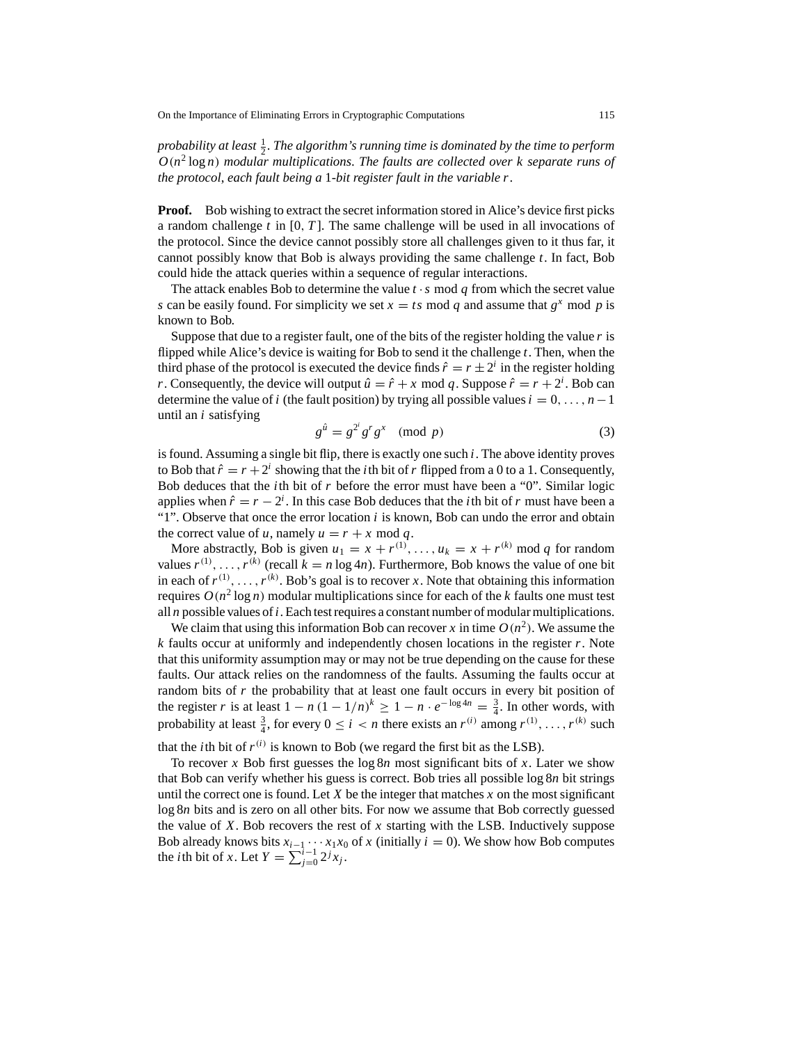*probability at least $\frac{1}{2}$. The algorithm's running time is dominated by the time to perform $O(n^2 \log n)$ modular multiplications. The faults are collected over $k$ separate runs of the protocol, each fault being a 1-bit register fault in the variable $r$.*

**Proof.** Bob wishing to extract the secret information stored in Alice's device first picks a random challenge $t$ in $[0, T]$. The same challenge will be used in all invocations of the protocol. Since the device cannot possibly store all challenges given to it thus far, it cannot possibly know that Bob is always providing the same challenge $t$. In fact, Bob could hide the attack queries within a sequence of regular interactions.

The attack enables Bob to determine the value $t \cdot s \bmod q$ from which the secret value $s$ can be easily found. For simplicity we set $x = ts \bmod q$ and assume that $g^x \bmod p$ is known to Bob.

Suppose that due to a register fault, one of the bits of the register holding the value $r$ is flipped while Alice's device is waiting for Bob to send it the challenge $t$. Then, when the third phase of the protocol is executed the device finds $\hat{r} = r \pm 2^i$ in the register holding $r$. Consequently, the device will output $\hat{u} = \hat{r} + x \bmod q$. Suppose $\hat{r} = r + 2^i$. Bob can determine the value of $i$ (the fault position) by trying all possible values $i = 0, \ldots, n-1$ until an $i$ satisfying

$$g^{\hat{u}} = g^{2^i} g^r g^x \pmod{p} \tag{3}$$

is found. Assuming a single bit flip, there is exactly one such $i$. The above identity proves to Bob that $\hat{r} = r + 2^i$ showing that the $i$th bit of $r$ flipped from a 0 to a 1. Consequently, Bob deduces that the $i$th bit of $r$ before the error must have been a "0". Similar logic applies when $\hat{r} = r - 2^i$. In this case Bob deduces that the $i$th bit of $r$ must have been a "1". Observe that once the error location $i$ is known, Bob can undo the error and obtain the correct value of $u$, namely $u = r + x \bmod q$.

More abstractly, Bob is given $u_1 = x + r^{(1)}, \ldots, u_k = x + r^{(k)} \bmod q$ for random values $r^{(1)}, \ldots, r^{(k)}$ (recall $k = n \log 4n$). Furthermore, Bob knows the value of one bit in each of $r^{(1)}, \ldots, r^{(k)}$. Bob's goal is to recover $x$. Note that obtaining this information requires $O(n^2 \log n)$ modular multiplications since for each of the $k$ faults one must test all $n$ possible values of $i$. Each test requires a constant number of modular multiplications.

We claim that using this information Bob can recover $x$ in time $O(n^2)$. We assume the $k$ faults occur at uniformly and independently chosen locations in the register $r$. Note that this uniformity assumption may or may not be true depending on the cause for these faults. Our attack relies on the randomness of the faults. Assuming the faults occur at random bits of $r$ the probability that at least one fault occurs in every bit position of the register $r$ is at least $1 - n\,(1 - 1/n)^k \geq 1 - n \cdot e^{-\log 4n} = \frac{3}{4}$. In other words, with probability at least $\frac{3}{4}$, for every $0 \leq i < n$ there exists an $r^{(i)}$ among $r^{(1)}, \ldots, r^{(k)}$ such that the $i$th bit of $r^{(i)}$ is known to Bob (we regard the first bit as the LSB).

To recover $x$ Bob first guesses the $\log 8n$ most significant bits of $x$. Later we show that Bob can verify whether his guess is correct. Bob tries all possible $\log 8n$ bit strings until the correct one is found. Let $X$ be the integer that matches $x$ on the most significant $\log 8n$ bits and is zero on all other bits. For now we assume that Bob correctly guessed the value of $X$. Bob recovers the rest of $x$ starting with the LSB. Inductively suppose Bob already knows bits $x_{i-1} \cdots x_1 x_0$ of $x$ (initially $i = 0$). We show how Bob computes the $i$th bit of $x$. Let $Y = \sum_{j=0}^{i-1} 2^j x_j$.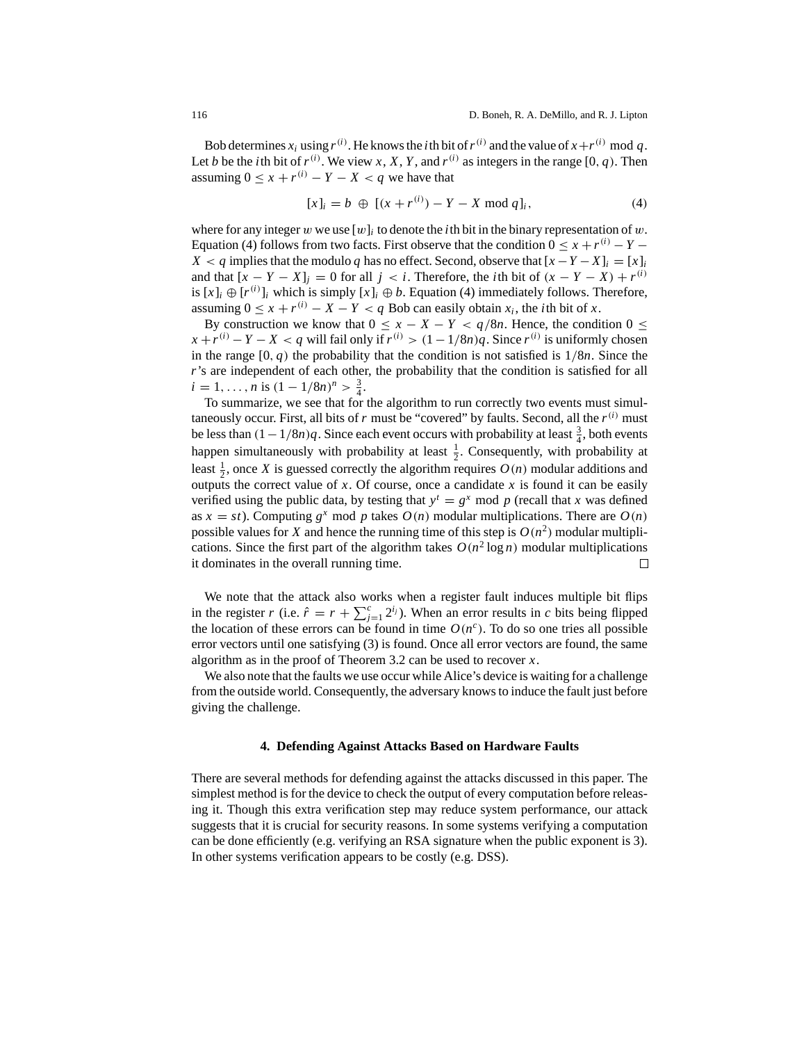Bob determines $x_i$ using $r^{(i)}$. He knows the $i$th bit of $r^{(i)}$ and the value of $x+r^{(i)} \bmod q$. Let $b$ be the $i$th bit of $r^{(i)}$. We view $x$, $X$, $Y$, and $r^{(i)}$ as integers in the range $[0, q)$. Then assuming $0 \leq x + r^{(i)} - Y - X < q$ we have that

$$[x]_i = b \oplus [(x + r^{(i)}) - Y - X \bmod q]_i, \tag{4}$$

where for any integer $w$ we use $[w]_i$ to denote the $i$th bit in the binary representation of $w$. Equation (4) follows from two facts. First observe that the condition $0 \leq x + r^{(i)} - Y - X < q$ implies that the modulo $q$ has no effect. Second, observe that $[x - Y - X]_i = [x]_i$ and that $[x - Y - X]_j = 0$ for all $j < i$. Therefore, the $i$th bit of $(x - Y - X) + r^{(i)}$ is $[x]_i \oplus [r^{(i)}]_i$ which is simply $[x]_i \oplus b$. Equation (4) immediately follows. Therefore, assuming $0 \leq x + r^{(i)} - X - Y < q$ Bob can easily obtain $x_i$, the $i$th bit of $x$.

By construction we know that $0 \leq x - X - Y < q/8n$. Hence, the condition $0 \leq x + r^{(i)} - Y - X < q$ will fail only if $r^{(i)} > (1 - 1/8n)q$. Since $r^{(i)}$ is uniformly chosen in the range $[0, q)$ the probability that the condition is not satisfied is $1/8n$. Since the $r$'s are independent of each other, the probability that the condition is satisfied for all $i = 1, \ldots, n$ is $(1 - 1/8n)^n > \frac{3}{4}$.

To summarize, we see that for the algorithm to run correctly two events must simultaneously occur. First, all bits of $r$ must be "covered" by faults. Second, all the $r^{(i)}$ must be less than $(1 - 1/8n)q$. Since each event occurs with probability at least $\frac{3}{4}$, both events happen simultaneously with probability at least $\frac{1}{2}$. Consequently, with probability at least $\frac{1}{2}$, once $X$ is guessed correctly the algorithm requires $O(n)$ modular additions and outputs the correct value of $x$. Of course, once a candidate $x$ is found it can be easily verified using the public data, by testing that $y^t = g^x \bmod p$ (recall that $x$ was defined as $x = st$). Computing $g^x \bmod p$ takes $O(n)$ modular multiplications. There are $O(n)$ possible values for $X$ and hence the running time of this step is $O(n^2)$ modular multiplications. Since the first part of the algorithm takes $O(n^2 \log n)$ modular multiplications it dominates in the overall running time. □

We note that the attack also works when a register fault induces multiple bit flips in the register $r$ (i.e. $\hat{r} = r + \sum_{j=1}^{c} 2^{i_j}$). When an error results in $c$ bits being flipped the location of these errors can be found in time $O(n^c)$. To do so one tries all possible error vectors until one satisfying (3) is found. Once all error vectors are found, the same algorithm as in the proof of Theorem 3.2 can be used to recover $x$.

We also note that the faults we use occur while Alice's device is waiting for a challenge from the outside world. Consequently, the adversary knows to induce the fault just before giving the challenge.

## 4. Defending Against Attacks Based on Hardware Faults

There are several methods for defending against the attacks discussed in this paper. The simplest method is for the device to check the output of every computation before releasing it. Though this extra verification step may reduce system performance, our attack suggests that it is crucial for security reasons. In some systems verifying a computation can be done efficiently (e.g. verifying an RSA signature when the public exponent is 3). In other systems verification appears to be costly (e.g. DSS).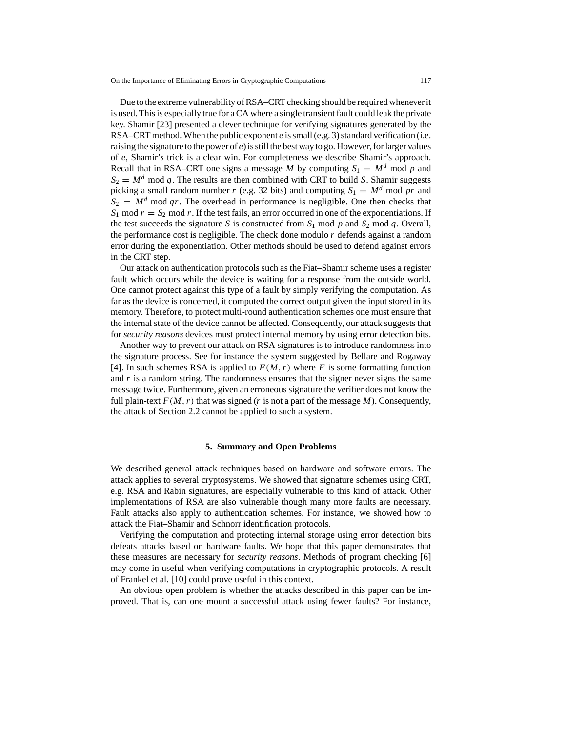Due to the extreme vulnerability of RSA–CRT checking should be required whenever it is used. This is especially true for a CA where a single transient fault could leak the private key. Shamir [23] presented a clever technique for verifying signatures generated by the RSA–CRT method. When the public exponent $e$ is small (e.g. 3) standard verification (i.e. raising the signature to the power of $e$) is still the best way to go. However, for larger values of $e$, Shamir's trick is a clear win. For completeness we describe Shamir's approach. Recall that in RSA–CRT one signs a message $M$ by computing $S_1 = M^d \bmod p$ and $S_2 = M^d \bmod q$. The results are then combined with CRT to build $S$. Shamir suggests picking a small random number $r$ (e.g. 32 bits) and computing $S_1 = M^d \bmod pr$ and $S_2 = M^d \bmod qr$. The overhead in performance is negligible. One then checks that $S_1 \bmod r = S_2 \bmod r$. If the test fails, an error occurred in one of the exponentiations. If the test succeeds the signature $S$ is constructed from $S_1 \bmod p$ and $S_2 \bmod q$. Overall, the performance cost is negligible. The check done modulo $r$ defends against a random error during the exponentiation. Other methods should be used to defend against errors in the CRT step.

Our attack on authentication protocols such as the Fiat–Shamir scheme uses a register fault which occurs while the device is waiting for a response from the outside world. One cannot protect against this type of a fault by simply verifying the computation. As far as the device is concerned, it computed the correct output given the input stored in its memory. Therefore, to protect multi-round authentication schemes one must ensure that the internal state of the device cannot be affected. Consequently, our attack suggests that for *security reasons* devices must protect internal memory by using error detection bits.

Another way to prevent our attack on RSA signatures is to introduce randomness into the signature process. See for instance the system suggested by Bellare and Rogaway [4]. In such schemes RSA is applied to $F(M, r)$ where $F$ is some formatting function and $r$ is a random string. The randomness ensures that the signer never signs the same message twice. Furthermore, given an erroneous signature the verifier does not know the full plain-text $F(M, r)$ that was signed ($r$ is not a part of the message $M$). Consequently, the attack of Section 2.2 cannot be applied to such a system.

## 5. Summary and Open Problems

We described general attack techniques based on hardware and software errors. The attack applies to several cryptosystems. We showed that signature schemes using CRT, e.g. RSA and Rabin signatures, are especially vulnerable to this kind of attack. Other implementations of RSA are also vulnerable though many more faults are necessary. Fault attacks also apply to authentication schemes. For instance, we showed how to attack the Fiat–Shamir and Schnorr identification protocols.

Verifying the computation and protecting internal storage using error detection bits defeats attacks based on hardware faults. We hope that this paper demonstrates that these measures are necessary for *security reasons*. Methods of program checking [6] may come in useful when verifying computations in cryptographic protocols. A result of Frankel et al. [10] could prove useful in this context.

An obvious open problem is whether the attacks described in this paper can be improved. That is, can one mount a successful attack using fewer faults? For instance,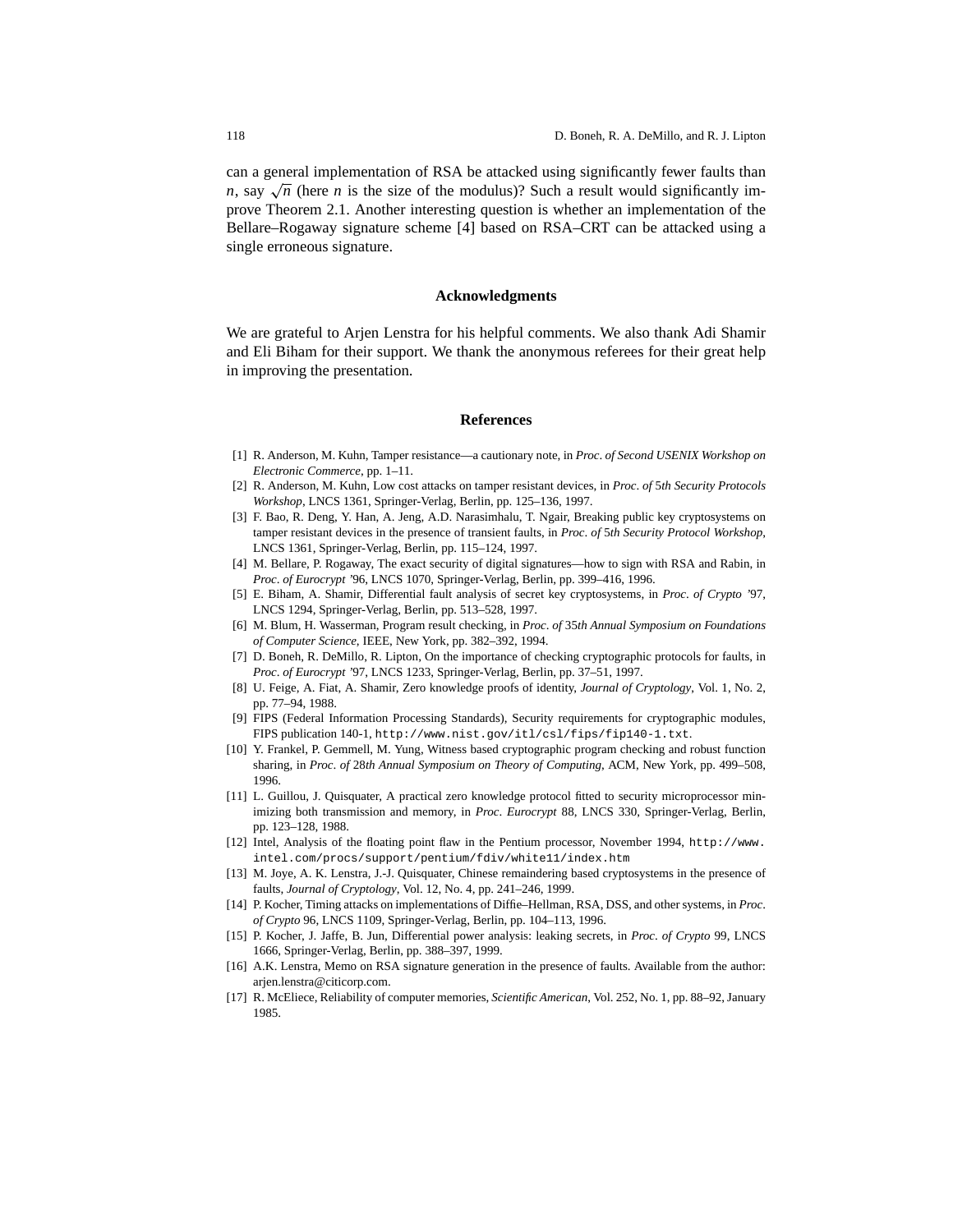can a general implementation of RSA be attacked using significantly fewer faults than $n$, say $\sqrt{n}$ (here $n$ is the size of the modulus)? Such a result would significantly improve Theorem 2.1. Another interesting question is whether an implementation of the Bellare–Rogaway signature scheme [4] based on RSA–CRT can be attacked using a single erroneous signature.

## Acknowledgments

We are grateful to Arjen Lenstra for his helpful comments. We also thank Adi Shamir and Eli Biham for their support. We thank the anonymous referees for their great help in improving the presentation.

## References

[1] R. Anderson, M. Kuhn, Tamper resistance—a cautionary note, in *Proc. of Second USENIX Workshop on Electronic Commerce*, pp. 1–11.

[2] R. Anderson, M. Kuhn, Low cost attacks on tamper resistant devices, in *Proc. of 5th Security Protocols Workshop*, LNCS 1361, Springer-Verlag, Berlin, pp. 125–136, 1997.

[3] F. Bao, R. Deng, Y. Han, A. Jeng, A.D. Narasimhalu, T. Ngair, Breaking public key cryptosystems on tamper resistant devices in the presence of transient faults, in *Proc. of 5th Security Protocol Workshop*, LNCS 1361, Springer-Verlag, Berlin, pp. 115–124, 1997.

[4] M. Bellare, P. Rogaway, The exact security of digital signatures—how to sign with RSA and Rabin, in *Proc. of Eurocrypt '96*, LNCS 1070, Springer-Verlag, Berlin, pp. 399–416, 1996.

[5] E. Biham, A. Shamir, Differential fault analysis of secret key cryptosystems, in *Proc. of Crypto '97*, LNCS 1294, Springer-Verlag, Berlin, pp. 513–528, 1997.

[6] M. Blum, H. Wasserman, Program result checking, in *Proc. of 35th Annual Symposium on Foundations of Computer Science*, IEEE, New York, pp. 382–392, 1994.

[7] D. Boneh, R. DeMillo, R. Lipton, On the importance of checking cryptographic protocols for faults, in *Proc. of Eurocrypt '97*, LNCS 1233, Springer-Verlag, Berlin, pp. 37–51, 1997.

[8] U. Feige, A. Fiat, A. Shamir, Zero knowledge proofs of identity, *Journal of Cryptology*, Vol. 1, No. 2, pp. 77–94, 1988.

[9] FIPS (Federal Information Processing Standards), Security requirements for cryptographic modules, FIPS publication 140-1, `http://www.nist.gov/itl/csl/fips/fip140-1.txt`.

[10] Y. Frankel, P. Gemmell, M. Yung, Witness based cryptographic program checking and robust function sharing, in *Proc. of 28th Annual Symposium on Theory of Computing*, ACM, New York, pp. 499–508, 1996.

[11] L. Guillou, J. Quisquater, A practical zero knowledge protocol fitted to security microprocessor minimizing both transmission and memory, in *Proc. Eurocrypt 88*, LNCS 330, Springer-Verlag, Berlin, pp. 123–128, 1988.

[12] Intel, Analysis of the floating point flaw in the Pentium processor, November 1994, `http://www.intel.com/procs/support/pentium/fdiv/white11/index.htm`

[13] M. Joye, A. K. Lenstra, J.-J. Quisquater, Chinese remaindering based cryptosystems in the presence of faults, *Journal of Cryptology*, Vol. 12, No. 4, pp. 241–246, 1999.

[14] P. Kocher, Timing attacks on implementations of Diffie–Hellman, RSA, DSS, and other systems, in *Proc. of Crypto 96*, LNCS 1109, Springer-Verlag, Berlin, pp. 104–113, 1996.

[15] P. Kocher, J. Jaffe, B. Jun, Differential power analysis: leaking secrets, in *Proc. of Crypto 99*, LNCS 1666, Springer-Verlag, Berlin, pp. 388–397, 1999.

[16] A.K. Lenstra, Memo on RSA signature generation in the presence of faults. Available from the author: arjen.lenstra@citicorp.com.

[17] R. McEliece, Reliability of computer memories, *Scientific American*, Vol. 252, No. 1, pp. 88–92, January 1985.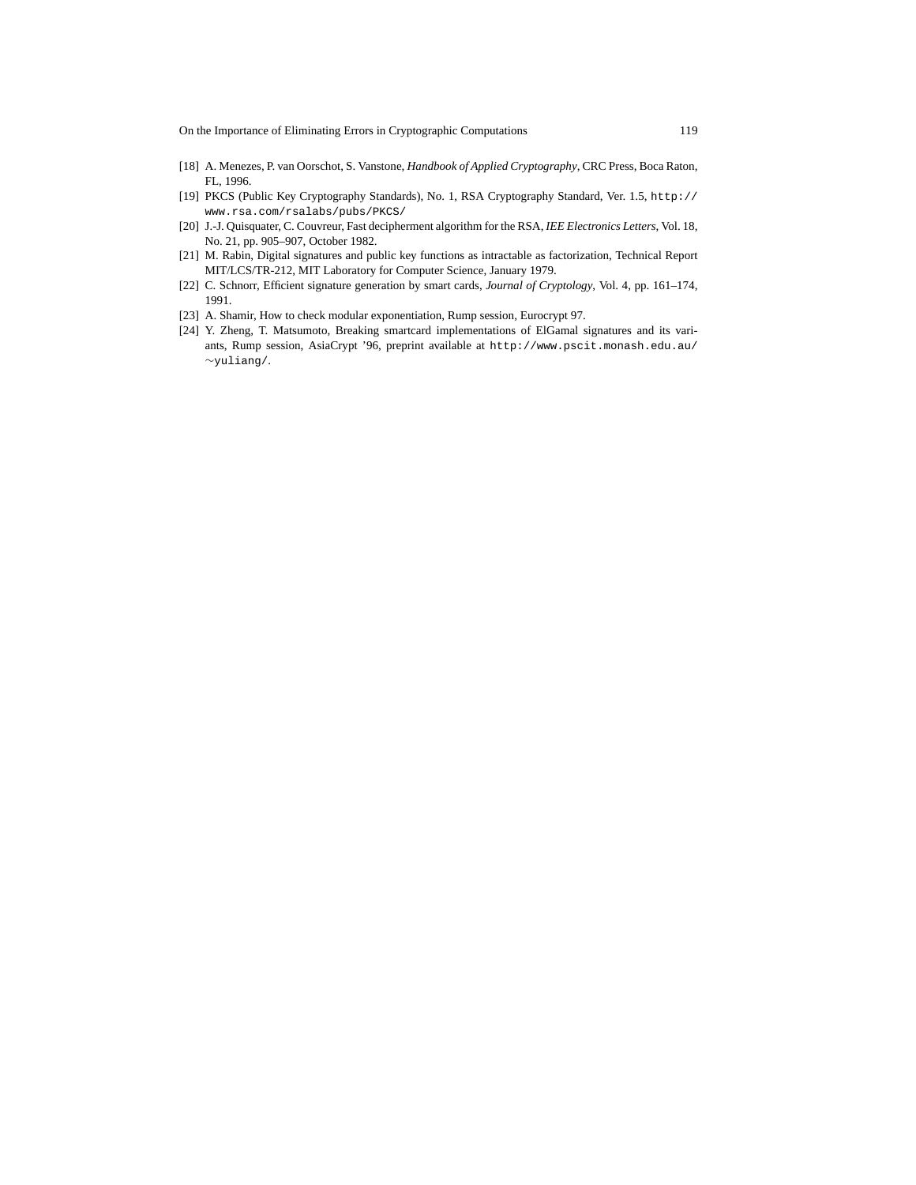[18] A. Menezes, P. van Oorschot, S. Vanstone, *Handbook of Applied Cryptography*, CRC Press, Boca Raton, FL, 1996.

[19] PKCS (Public Key Cryptography Standards), No. 1, RSA Cryptography Standard, Ver. 1.5, `http://www.rsa.com/rsalabs/pubs/PKCS/`

[20] J.-J. Quisquater, C. Couvreur, Fast decipherment algorithm for the RSA, *IEE Electronics Letters*, Vol. 18, No. 21, pp. 905–907, October 1982.

[21] M. Rabin, Digital signatures and public key functions as intractable as factorization, Technical Report MIT/LCS/TR-212, MIT Laboratory for Computer Science, January 1979.

[22] C. Schnorr, Efficient signature generation by smart cards, *Journal of Cryptology*, Vol. 4, pp. 161–174, 1991.

[23] A. Shamir, How to check modular exponentiation, Rump session, Eurocrypt 97.

[24] Y. Zheng, T. Matsumoto, Breaking smartcard implementations of ElGamal signatures and its variants, Rump session, AsiaCrypt '96, preprint available at `http://www.pscit.monash.edu.au/~yuliang/`.